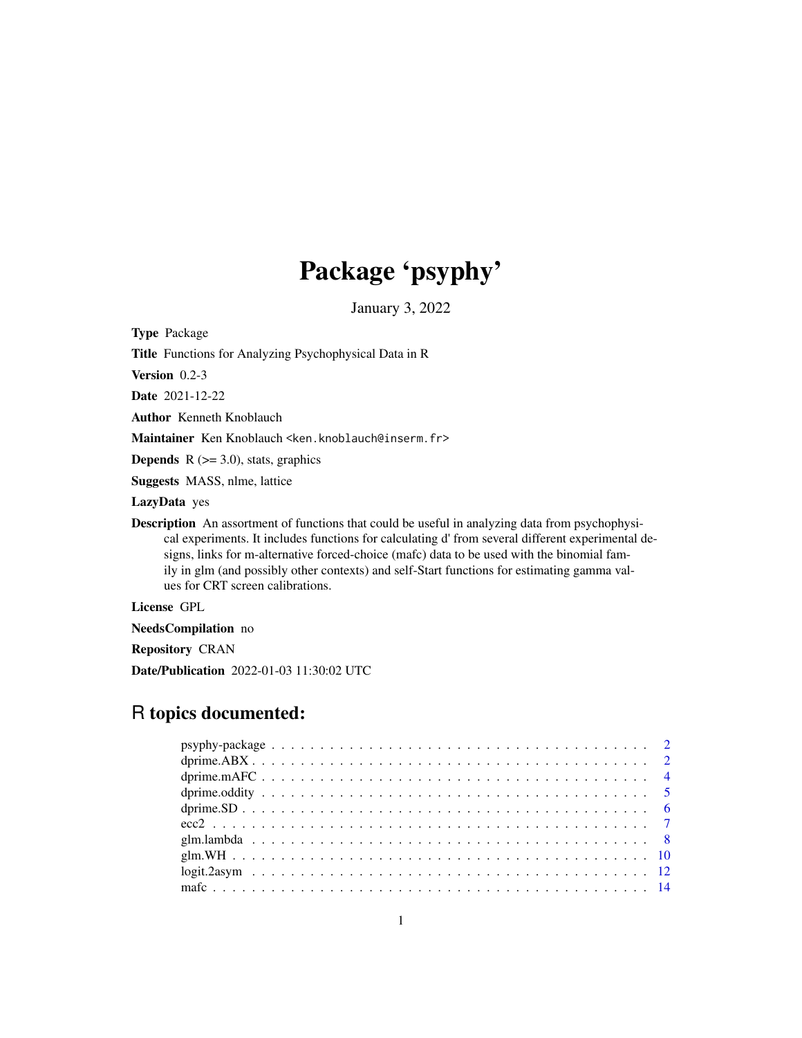# Package 'psyphy'

January 3, 2022

**Type** Package

**Title** Functions for Analyzing Psychophysical Data in R

**Version** 0.2-3

**Date** 2021-12-22

**Author** Kenneth Knoblauch

**Maintainer** Ken Knoblauch <ken.knoblauch@inserm.fr>

**Depends** R (>= 3.0), stats, graphics

**Suggests** MASS, nlme, lattice

**LazyData** yes

**Description** An assortment of functions that could be useful in analyzing data from psychophysical experiments. It includes functions for calculating d' from several different experimental designs, links for m-alternative forced-choice (mafc) data to be used with the binomial family in glm (and possibly other contexts) and self-Start functions for estimating gamma values for CRT screen calibrations.

**License** GPL

**NeedsCompilation** no

**Repository** CRAN

**Date/Publication** 2022-01-03 11:30:02 UTC

## R topics documented:

| | |
|---|---|
| psyphy-package | 2 |
| dprime.ABX | 2 |
| dprime.mAFC | 4 |
| dprime.oddity | 5 |
| dprime.SD | 6 |
| ecc2 | 7 |
| glm.lambda | 8 |
| glm.WH | 10 |
| logit.2asym | 12 |
| mafc | 14 |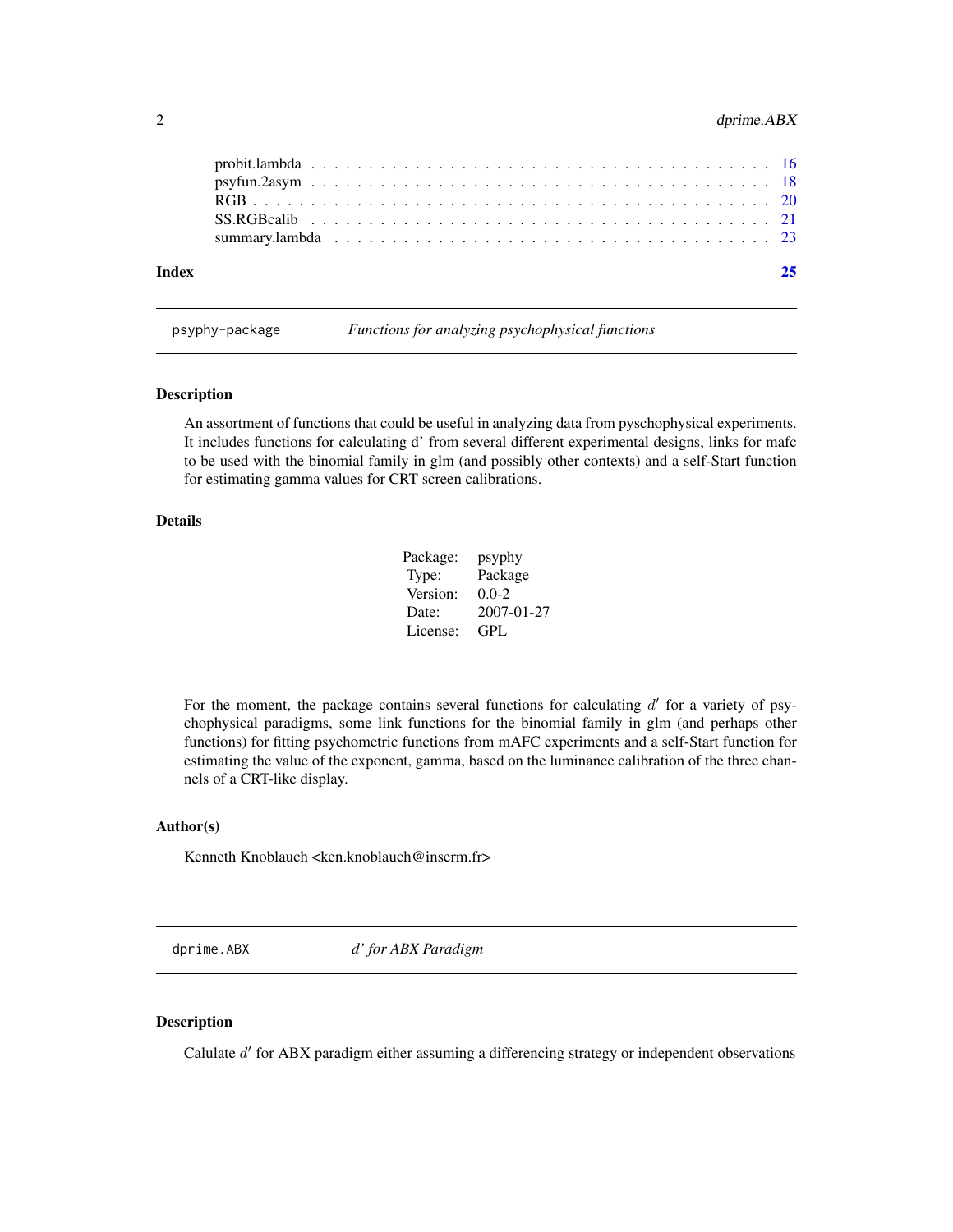probit.lambda . . . . . . . . . . . . . . . . . . . . . . . . . . . . . . . . . . . . . . 16
psyfun.2asym . . . . . . . . . . . . . . . . . . . . . . . . . . . . . . . . . . . . . . 18
RGB . . . . . . . . . . . . . . . . . . . . . . . . . . . . . . . . . . . . . . . . . . 20
SS.RGBcalib . . . . . . . . . . . . . . . . . . . . . . . . . . . . . . . . . . . . . . 21
summary.lambda . . . . . . . . . . . . . . . . . . . . . . . . . . . . . . . . . . . . 23

**Index** **25**

---

## psyphy-package — *Functions for analyzing psychophysical functions*

### Description

An assortment of functions that could be useful in analyzing data from pyschophysical experiments. It includes functions for calculating d' from several different experimental designs, links for mafc to be used with the binomial family in glm (and possibly other contexts) and a self-Start function for estimating gamma values for CRT screen calibrations.

### Details

| | |
|---|---|
| Package: | psyphy |
| Type: | Package |
| Version: | 0.0-2 |
| Date: | 2007-01-27 |
| License: | GPL |

For the moment, the package contains several functions for calculating $d'$ for a variety of psychophysical paradigms, some link functions for the binomial family in glm (and perhaps other functions) for fitting psychometric functions from mAFC experiments and a self-Start function for estimating the value of the exponent, gamma, based on the luminance calibration of the three channels of a CRT-like display.

### Author(s)

Kenneth Knoblauch <ken.knoblauch@inserm.fr>

---

## dprime.ABX — *d' for ABX Paradigm*

### Description

Calulate $d'$ for ABX paradigm either assuming a differencing strategy or independent observations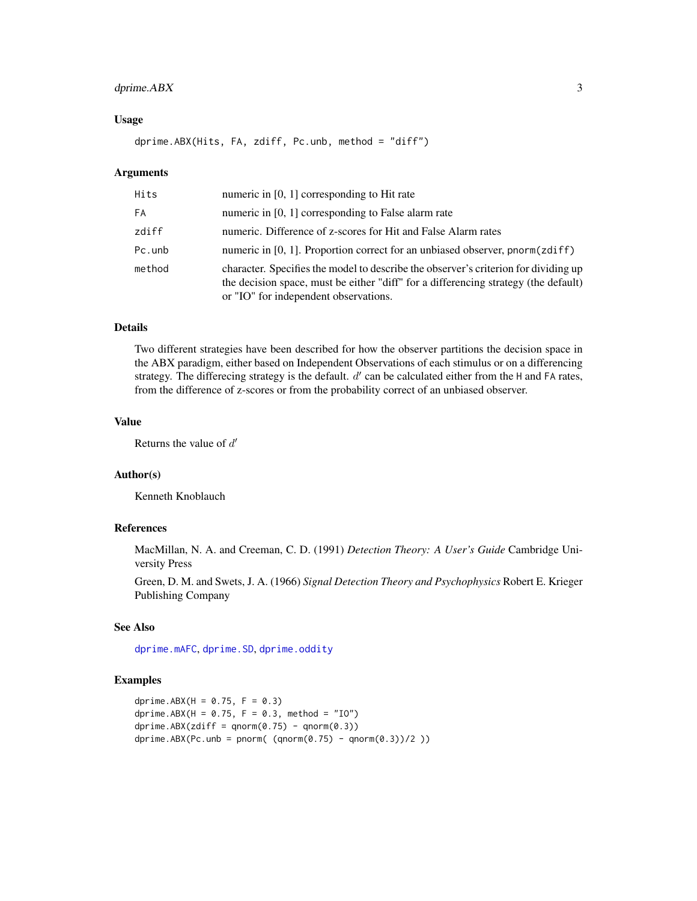## Usage

```
dprime.ABX(Hits, FA, zdiff, Pc.unb, method = "diff")
```

## Arguments

| | |
|---|---|
| Hits | numeric in [0, 1] corresponding to Hit rate |
| FA | numeric in [0, 1] corresponding to False alarm rate |
| zdiff | numeric. Difference of z-scores for Hit and False Alarm rates |
| Pc.unb | numeric in [0, 1]. Proportion correct for an unbiased observer, `pnorm(zdiff)` |
| method | character. Specifies the model to describe the observer's criterion for dividing up the decision space, must be either "diff" for a differencing strategy (the default) or "IO" for independent observations. |

## Details

Two different strategies have been described for how the observer partitions the decision space in the ABX paradigm, either based on Independent Observations of each stimulus or on a differencing strategy. The differecing strategy is the default. $d'$ can be calculated either from the `H` and `FA` rates, from the difference of z-scores or from the probability correct of an unbiased observer.

## Value

Returns the value of $d'$

## Author(s)

Kenneth Knoblauch

## References

MacMillan, N. A. and Creeman, C. D. (1991) *Detection Theory: A User's Guide* Cambridge University Press

Green, D. M. and Swets, J. A. (1966) *Signal Detection Theory and Psychophysics* Robert E. Krieger Publishing Company

## See Also

`dprime.mAFC`, `dprime.SD`, `dprime.oddity`

## Examples

```
dprime.ABX(H = 0.75, F = 0.3)
dprime.ABX(H = 0.75, F = 0.3, method = "IO")
dprime.ABX(zdiff = qnorm(0.75) - qnorm(0.3))
dprime.ABX(Pc.unb = pnorm( (qnorm(0.75) - qnorm(0.3))/2 ))
```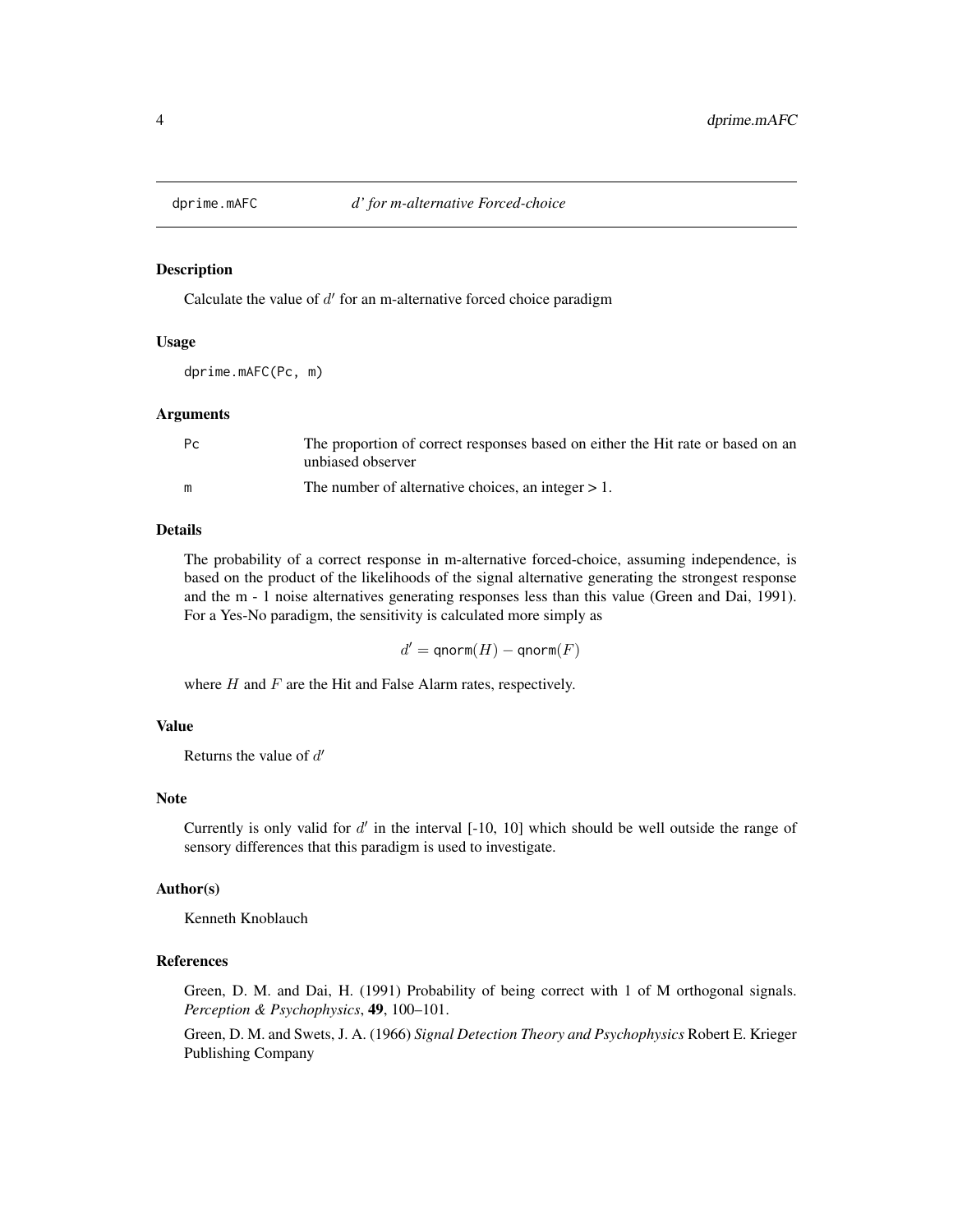## dprime.mAFC — *d' for m-alternative Forced-choice*

### Description

Calculate the value of $d'$ for an m-alternative forced choice paradigm

### Usage

```
dprime.mAFC(Pc, m)
```

### Arguments

| | |
|---|---|
| Pc | The proportion of correct responses based on either the Hit rate or based on an unbiased observer |
| m | The number of alternative choices, an integer > 1. |

### Details

The probability of a correct response in m-alternative forced-choice, assuming independence, is based on the product of the likelihoods of the signal alternative generating the strongest response and the m - 1 noise alternatives generating responses less than this value (Green and Dai, 1991). For a Yes-No paradigm, the sensitivity is calculated more simply as

$$d' = \mathtt{qnorm}(H) - \mathtt{qnorm}(F)$$

where $H$ and $F$ are the Hit and False Alarm rates, respectively.

### Value

Returns the value of $d'$

### Note

Currently is only valid for $d'$ in the interval [-10, 10] which should be well outside the range of sensory differences that this paradigm is used to investigate.

### Author(s)

Kenneth Knoblauch

### References

Green, D. M. and Dai, H. (1991) Probability of being correct with 1 of M orthogonal signals. *Perception & Psychophysics*, **49**, 100–101.

Green, D. M. and Swets, J. A. (1966) *Signal Detection Theory and Psychophysics* Robert E. Krieger Publishing Company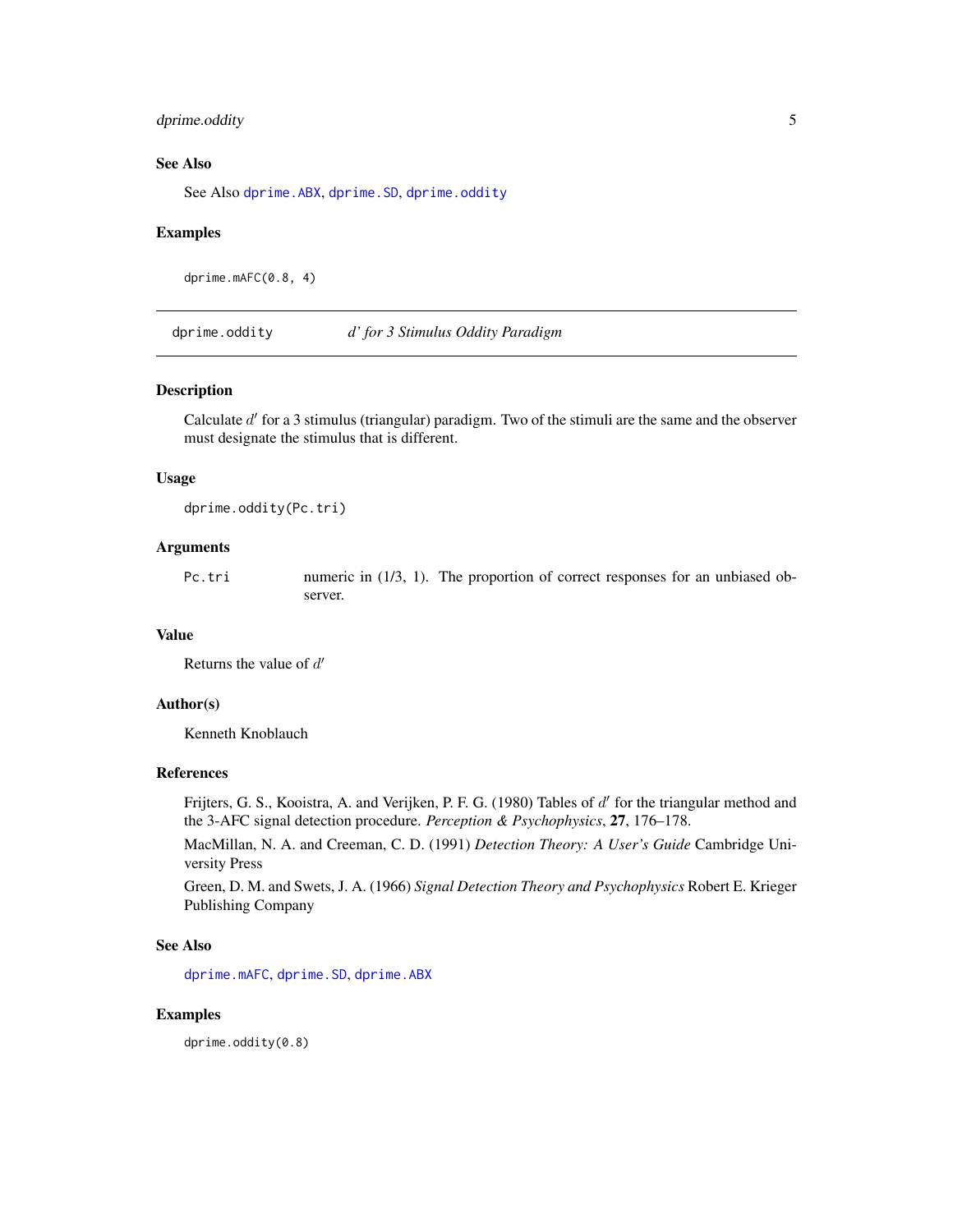### See Also

See Also dprime.ABX, dprime.SD, dprime.oddity

### Examples

```
dprime.mAFC(0.8, 4)
```

---

## dprime.oddity — *d' for 3 Stimulus Oddity Paradigm*

### Description

Calculate $d'$ for a 3 stimulus (triangular) paradigm. Two of the stimuli are the same and the observer must designate the stimulus that is different.

### Usage

```
dprime.oddity(Pc.tri)
```

### Arguments

| | |
|---|---|
| Pc.tri | numeric in (1/3, 1). The proportion of correct responses for an unbiased observer. |

### Value

Returns the value of $d'$

### Author(s)

Kenneth Knoblauch

### References

Frijters, G. S., Kooistra, A. and Verijken, P. F. G. (1980) Tables of $d'$ for the triangular method and the 3-AFC signal detection procedure. *Perception & Psychophysics*, **27**, 176–178.

MacMillan, N. A. and Creeman, C. D. (1991) *Detection Theory: A User's Guide* Cambridge University Press

Green, D. M. and Swets, J. A. (1966) *Signal Detection Theory and Psychophysics* Robert E. Krieger Publishing Company

### See Also

dprime.mAFC, dprime.SD, dprime.ABX

### Examples

```
dprime.oddity(0.8)
```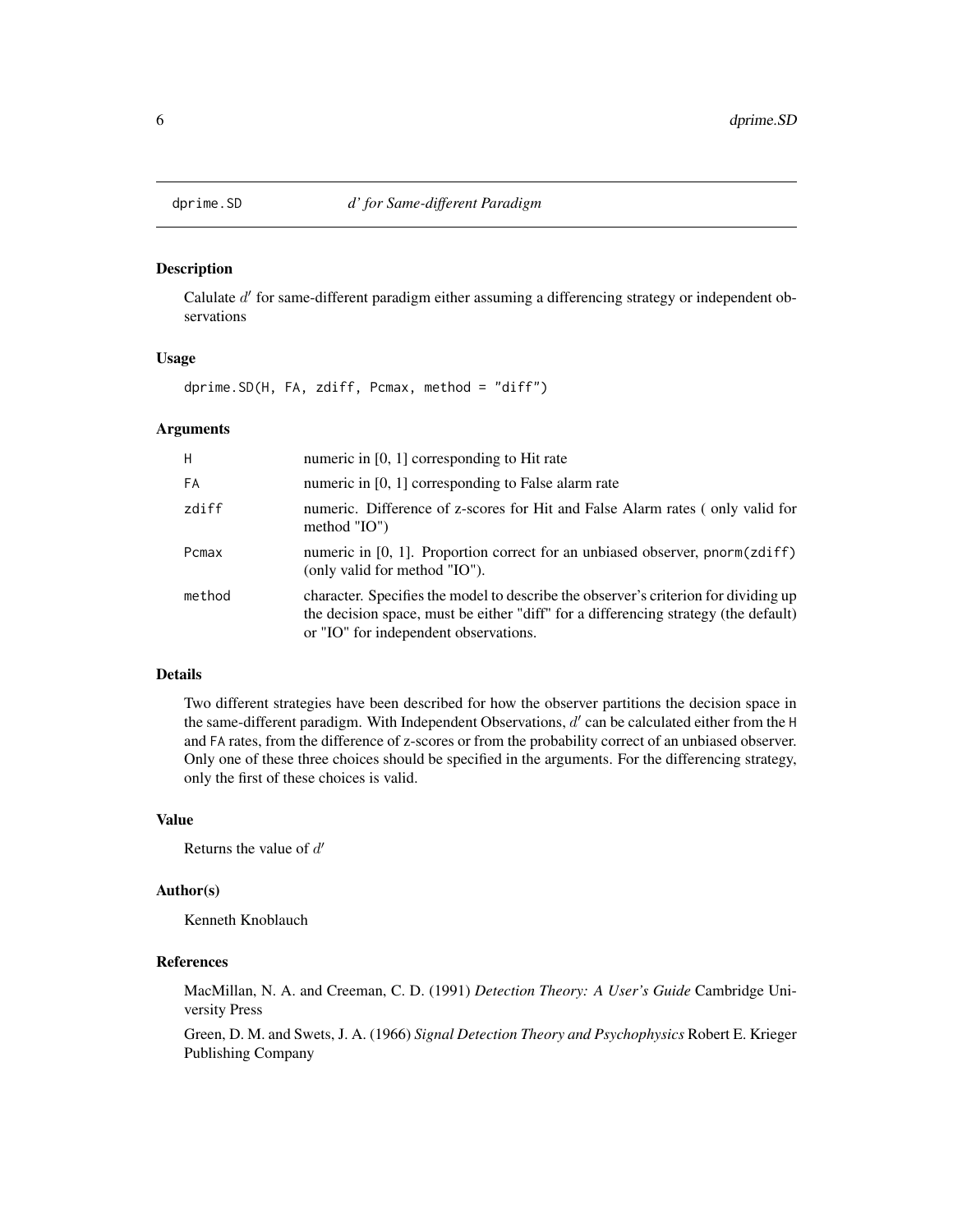## dprime.SD — *d' for Same-different Paradigm*

### Description

Calulate $d'$ for same-different paradigm either assuming a differencing strategy or independent observations

### Usage

```
dprime.SD(H, FA, zdiff, Pcmax, method = "diff")
```

### Arguments

| | |
|---|---|
| `H` | numeric in [0, 1] corresponding to Hit rate |
| `FA` | numeric in [0, 1] corresponding to False alarm rate |
| `zdiff` | numeric. Difference of z-scores for Hit and False Alarm rates ( only valid for method "IO") |
| `Pcmax` | numeric in [0, 1]. Proportion correct for an unbiased observer, `pnorm(zdiff)` (only valid for method "IO"). |
| `method` | character. Specifies the model to describe the observer's criterion for dividing up the decision space, must be either "diff" for a differencing strategy (the default) or "IO" for independent observations. |

### Details

Two different strategies have been described for how the observer partitions the decision space in the same-different paradigm. With Independent Observations, $d'$ can be calculated either from the `H` and `FA` rates, from the difference of z-scores or from the probability correct of an unbiased observer. Only one of these three choices should be specified in the arguments. For the differencing strategy, only the first of these choices is valid.

### Value

Returns the value of $d'$

### Author(s)

Kenneth Knoblauch

### References

MacMillan, N. A. and Creeman, C. D. (1991) *Detection Theory: A User's Guide* Cambridge University Press

Green, D. M. and Swets, J. A. (1966) *Signal Detection Theory and Psychophysics* Robert E. Krieger Publishing Company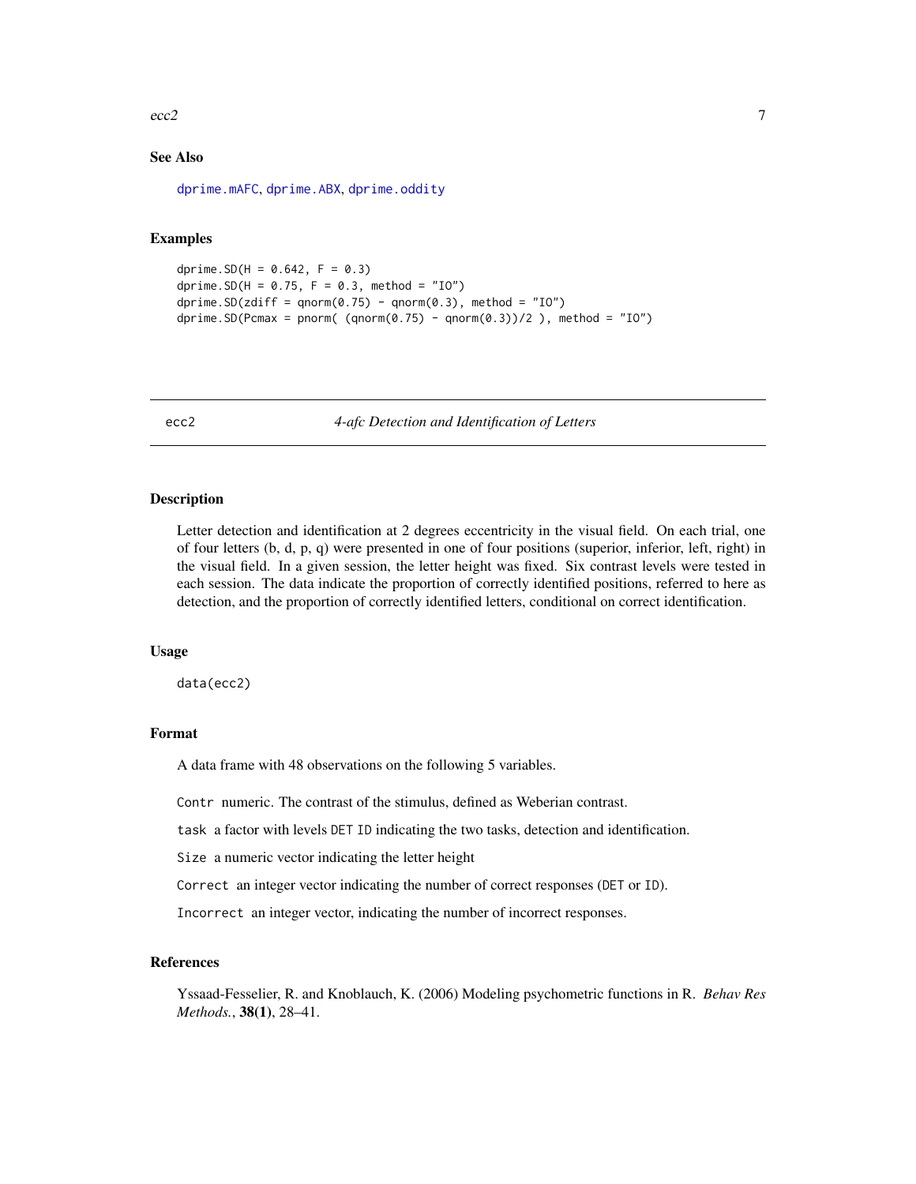### See Also

dprime.mAFC, dprime.ABX, dprime.oddity

### Examples

```
dprime.SD(H = 0.642, F = 0.3)
dprime.SD(H = 0.75, F = 0.3, method = "IO")
dprime.SD(zdiff = qnorm(0.75) - qnorm(0.3), method = "IO")
dprime.SD(Pcmax = pnorm( (qnorm(0.75) - qnorm(0.3))/2 ), method = "IO")
```

---

## ecc2 — *4-afc Detection and Identification of Letters*

### Description

Letter detection and identification at 2 degrees eccentricity in the visual field. On each trial, one of four letters (b, d, p, q) were presented in one of four positions (superior, inferior, left, right) in the visual field. In a given session, the letter height was fixed. Six contrast levels were tested in each session. The data indicate the proportion of correctly identified positions, referred to here as detection, and the proportion of correctly identified letters, conditional on correct identification.

### Usage

```
data(ecc2)
```

### Format

A data frame with 48 observations on the following 5 variables.

`Contr` numeric. The contrast of the stimulus, defined as Weberian contrast.

`task` a factor with levels `DET` `ID` indicating the two tasks, detection and identification.

`Size` a numeric vector indicating the letter height

`Correct` an integer vector indicating the number of correct responses (`DET` or `ID`).

`Incorrect` an integer vector, indicating the number of incorrect responses.

### References

Yssaad-Fesselier, R. and Knoblauch, K. (2006) Modeling psychometric functions in R. *Behav Res Methods.*, **38(1)**, 28–41.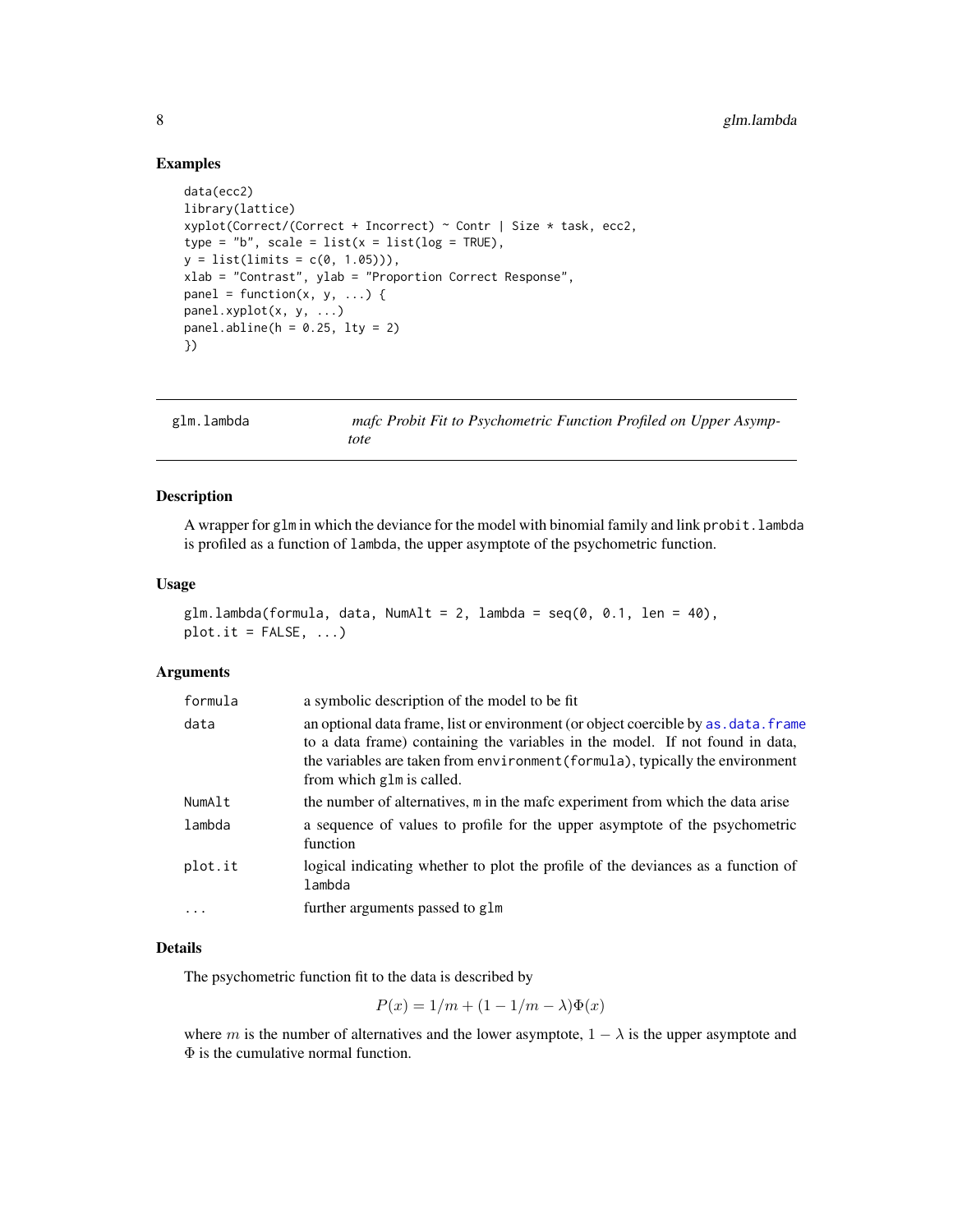## Examples

```
data(ecc2)
library(lattice)
xyplot(Correct/(Correct + Incorrect) ~ Contr | Size * task, ecc2,
type = "b", scale = list(x = list(log = TRUE),
y = list(limits = c(0, 1.05))),
xlab = "Contrast", ylab = "Proportion Correct Response",
panel = function(x, y, ...) {
panel.xyplot(x, y, ...)
panel.abline(h = 0.25, lty = 2)
})
```

---

# glm.lambda — *mafc Probit Fit to Psychometric Function Profiled on Upper Asymptote*

---

### Description

A wrapper for `glm` in which the deviance for the model with binomial family and link `probit.lambda` is profiled as a function of `lambda`, the upper asymptote of the psychometric function.

### Usage

```
glm.lambda(formula, data, NumAlt = 2, lambda = seq(0, 0.1, len = 40),
plot.it = FALSE, ...)
```

### Arguments

| | |
|---|---|
| `formula` | a symbolic description of the model to be fit |
| `data` | an optional data frame, list or environment (or object coercible by `as.data.frame` to a data frame) containing the variables in the model. If not found in data, the variables are taken from `environment(formula)`, typically the environment from which `glm` is called. |
| `NumAlt` | the number of alternatives, `m` in the mafc experiment from which the data arise |
| `lambda` | a sequence of values to profile for the upper asymptote of the psychometric function |
| `plot.it` | logical indicating whether to plot the profile of the deviances as a function of `lambda` |
| `...` | further arguments passed to `glm` |

### Details

The psychometric function fit to the data is described by

$$P(x) = 1/m + (1 - 1/m - \lambda)\Phi(x)$$

where $m$ is the number of alternatives and the lower asymptote, $1 - \lambda$ is the upper asymptote and $\Phi$ is the cumulative normal function.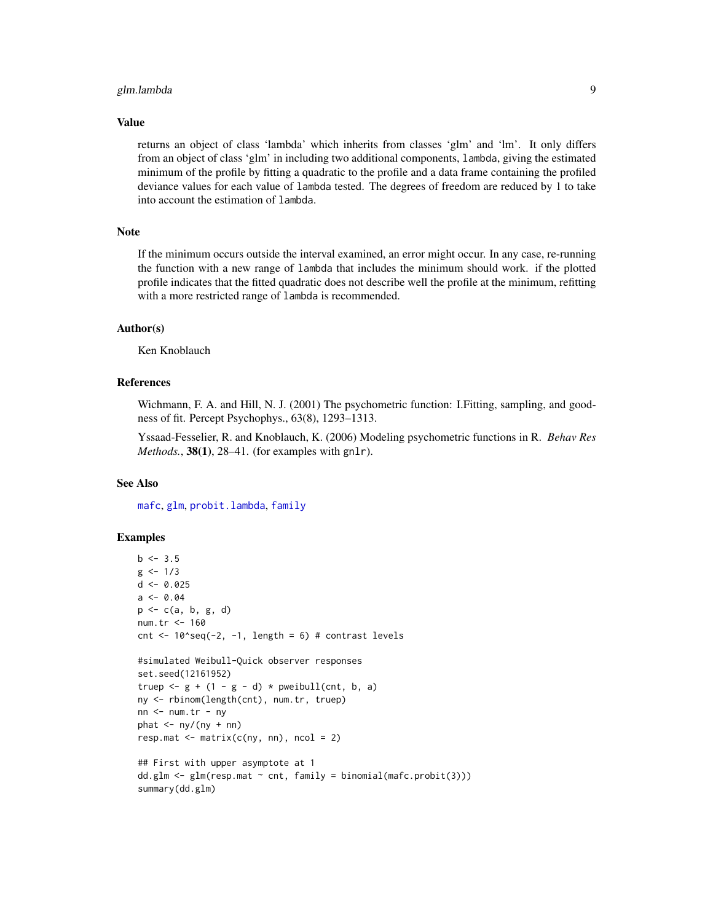## Value

returns an object of class 'lambda' which inherits from classes 'glm' and 'lm'. It only differs from an object of class 'glm' in including two additional components, `lambda`, giving the estimated minimum of the profile by fitting a quadratic to the profile and a data frame containing the profiled deviance values for each value of `lambda` tested. The degrees of freedom are reduced by 1 to take into account the estimation of `lambda`.

## Note

If the minimum occurs outside the interval examined, an error might occur. In any case, re-running the function with a new range of `lambda` that includes the minimum should work. if the plotted profile indicates that the fitted quadratic does not describe well the profile at the minimum, refitting with a more restricted range of `lambda` is recommended.

## Author(s)

Ken Knoblauch

## References

Wichmann, F. A. and Hill, N. J. (2001) The psychometric function: I.Fitting, sampling, and goodness of fit. Percept Psychophys., 63(8), 1293–1313.

Yssaad-Fesselier, R. and Knoblauch, K. (2006) Modeling psychometric functions in R. *Behav Res Methods.*, **38(1)**, 28–41. (for examples with `gnlr`).

## See Also

`mafc`, `glm`, `probit.lambda`, `family`

## Examples

```
b <- 3.5
g <- 1/3
d <- 0.025
a <- 0.04
p <- c(a, b, g, d)
num.tr <- 160
cnt <- 10^seq(-2, -1, length = 6) # contrast levels

#simulated Weibull-Quick observer responses
set.seed(12161952)
truep <- g + (1 - g - d) * pweibull(cnt, b, a)
ny <- rbinom(length(cnt), num.tr, truep)
nn <- num.tr - ny
phat <- ny/(ny + nn)
resp.mat <- matrix(c(ny, nn), ncol = 2)

## First with upper asymptote at 1
dd.glm <- glm(resp.mat ~ cnt, family = binomial(mafc.probit(3)))
summary(dd.glm)
```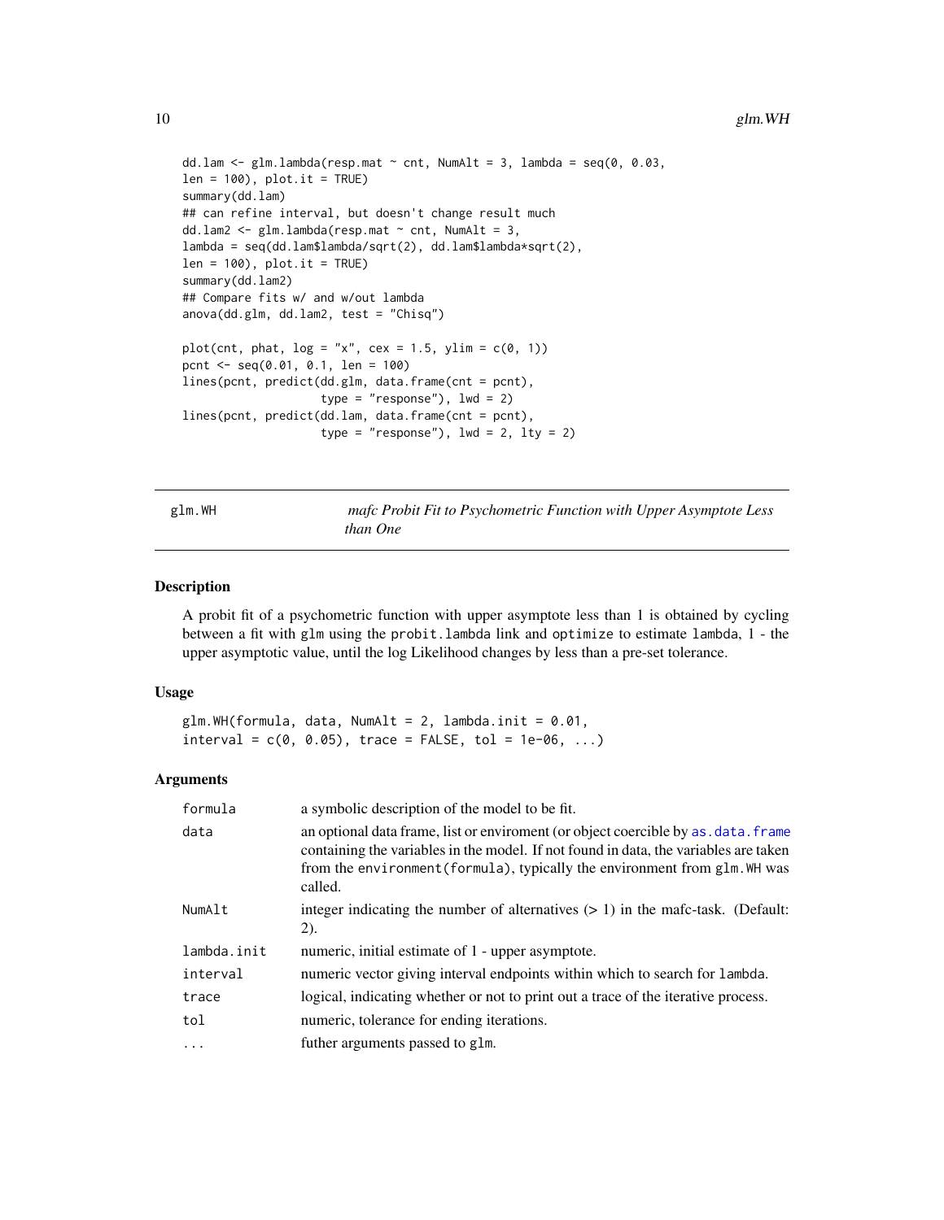```
dd.lam <- glm.lambda(resp.mat ~ cnt, NumAlt = 3, lambda = seq(0, 0.03,
len = 100), plot.it = TRUE)
summary(dd.lam)
## can refine interval, but doesn't change result much
dd.lam2 <- glm.lambda(resp.mat ~ cnt, NumAlt = 3,
lambda = seq(dd.lam$lambda/sqrt(2), dd.lam$lambda*sqrt(2),
len = 100), plot.it = TRUE)
summary(dd.lam2)
## Compare fits w/ and w/out lambda
anova(dd.glm, dd.lam2, test = "Chisq")

plot(cnt, phat, log = "x", cex = 1.5, ylim = c(0, 1))
pcnt <- seq(0.01, 0.1, len = 100)
lines(pcnt, predict(dd.glm, data.frame(cnt = pcnt),
                    type = "response"), lwd = 2)
lines(pcnt, predict(dd.lam, data.frame(cnt = pcnt),
                    type = "response"), lwd = 2, lty = 2)
```

---

## glm.WH — *mafc Probit Fit to Psychometric Function with Upper Asymptote Less than One*

### Description

A probit fit of a psychometric function with upper asymptote less than 1 is obtained by cycling between a fit with `glm` using the `probit.lambda` link and `optimize` to estimate `lambda`, 1 - the upper asymptotic value, until the log Likelihood changes by less than a pre-set tolerance.

### Usage

```
glm.WH(formula, data, NumAlt = 2, lambda.init = 0.01,
interval = c(0, 0.05), trace = FALSE, tol = 1e-06, ...)
```

### Arguments

| | |
|---|---|
| `formula` | a symbolic description of the model to be fit. |
| `data` | an optional data frame, list or enviroment (or object coercible by `as.data.frame` containing the variables in the model. If not found in data, the variables are taken from the `environment(formula)`, typically the environment from `glm.WH` was called. |
| `NumAlt` | integer indicating the number of alternatives (> 1) in the mafc-task. (Default: 2). |
| `lambda.init` | numeric, initial estimate of 1 - upper asymptote. |
| `interval` | numeric vector giving interval endpoints within which to search for `lambda`. |
| `trace` | logical, indicating whether or not to print out a trace of the iterative process. |
| `tol` | numeric, tolerance for ending iterations. |
| `...` | futher arguments passed to `glm`. |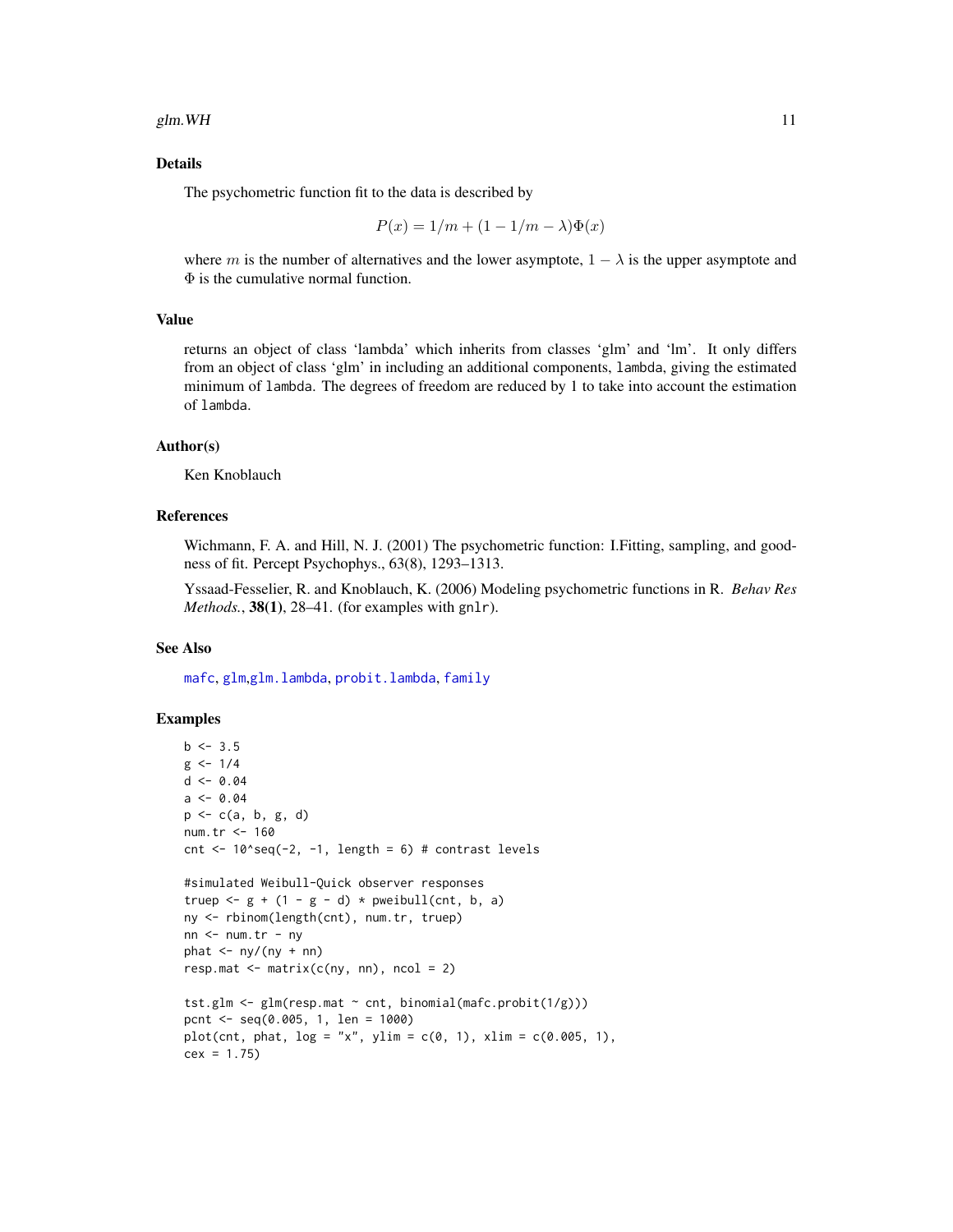## Details

The psychometric function fit to the data is described by

$$P(x) = 1/m + (1 - 1/m - \lambda)\Phi(x)$$

where $m$ is the number of alternatives and the lower asymptote, $1 - \lambda$ is the upper asymptote and $\Phi$ is the cumulative normal function.

## Value

returns an object of class 'lambda' which inherits from classes 'glm' and 'lm'. It only differs from an object of class 'glm' in including an additional components, `lambda`, giving the estimated minimum of `lambda`. The degrees of freedom are reduced by 1 to take into account the estimation of `lambda`.

## Author(s)

Ken Knoblauch

## References

Wichmann, F. A. and Hill, N. J. (2001) The psychometric function: I.Fitting, sampling, and goodness of fit. Percept Psychophys., 63(8), 1293–1313.

Yssaad-Fesselier, R. and Knoblauch, K. (2006) Modeling psychometric functions in R. *Behav Res Methods.*, **38(1)**, 28–41. (for examples with `gnlr`).

## See Also

`mafc`, `glm`,`glm.lambda`, `probit.lambda`, `family`

## Examples

```
b <- 3.5
g <- 1/4
d <- 0.04
a <- 0.04
p <- c(a, b, g, d)
num.tr <- 160
cnt <- 10^seq(-2, -1, length = 6) # contrast levels

#simulated Weibull-Quick observer responses
truep <- g + (1 - g - d) * pweibull(cnt, b, a)
ny <- rbinom(length(cnt), num.tr, truep)
nn <- num.tr - ny
phat <- ny/(ny + nn)
resp.mat <- matrix(c(ny, nn), ncol = 2)

tst.glm <- glm(resp.mat ~ cnt, binomial(mafc.probit(1/g)))
pcnt <- seq(0.005, 1, len = 1000)
plot(cnt, phat, log = "x", ylim = c(0, 1), xlim = c(0.005, 1),
cex = 1.75)
```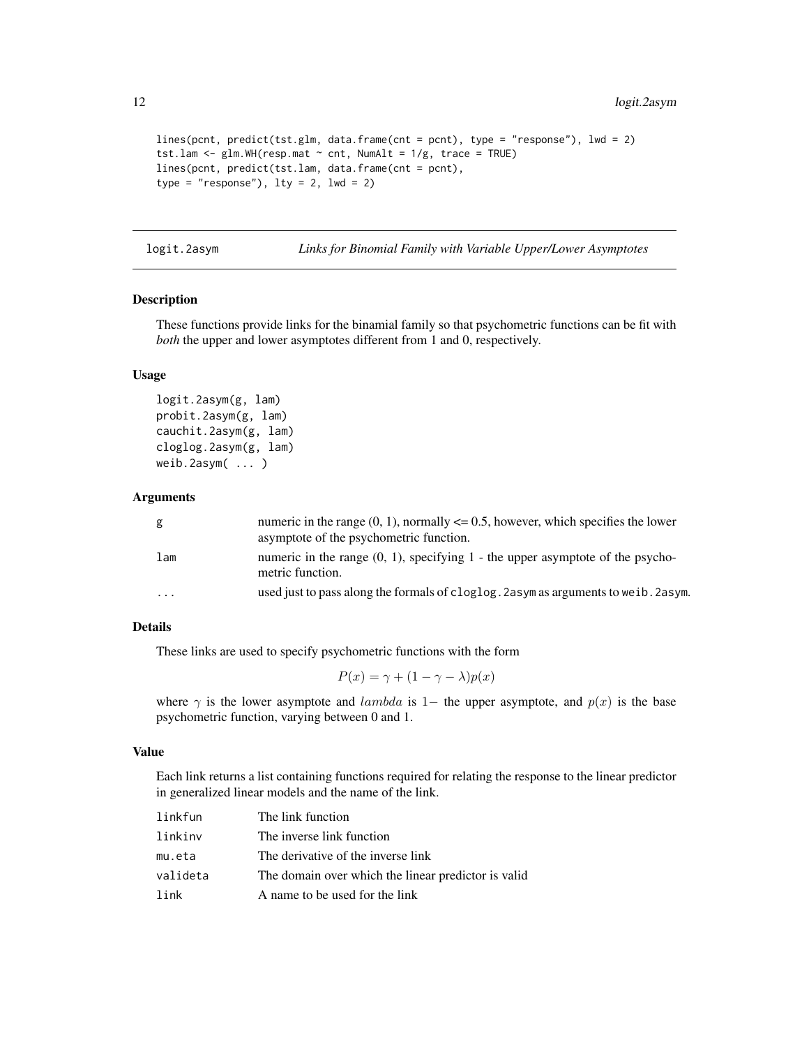```
lines(pcnt, predict(tst.glm, data.frame(cnt = pcnt), type = "response"), lwd = 2)
tst.lam <- glm.WH(resp.mat ~ cnt, NumAlt = 1/g, trace = TRUE)
lines(pcnt, predict(tst.lam, data.frame(cnt = pcnt),
type = "response"), lty = 2, lwd = 2)
```

---

## logit.2asym *Links for Binomial Family with Variable Upper/Lower Asymptotes*

---

### Description

These functions provide links for the binamial family so that psychometric functions can be fit with *both* the upper and lower asymptotes different from 1 and 0, respectively.

### Usage

```
logit.2asym(g, lam)
probit.2asym(g, lam)
cauchit.2asym(g, lam)
cloglog.2asym(g, lam)
weib.2asym( ... )
```

### Arguments

| | |
|---|---|
| g | numeric in the range (0, 1), normally <= 0.5, however, which specifies the lower asymptote of the psychometric function. |
| lam | numeric in the range (0, 1), specifying 1 - the upper asymptote of the psychometric function. |
| ... | used just to pass along the formals of cloglog.2asym as arguments to weib.2asym. |

### Details

These links are used to specify psychometric functions with the form

$$P(x) = \gamma + (1 - \gamma - \lambda)p(x)$$

where $\gamma$ is the lower asymptote and $lambda$ is $1-$ the upper asymptote, and $p(x)$ is the base psychometric function, varying between 0 and 1.

### Value

Each link returns a list containing functions required for relating the response to the linear predictor in generalized linear models and the name of the link.

| | |
|---|---|
| linkfun | The link function |
| linkinv | The inverse link function |
| mu.eta | The derivative of the inverse link |
| valideta | The domain over which the linear predictor is valid |
| link | A name to be used for the link |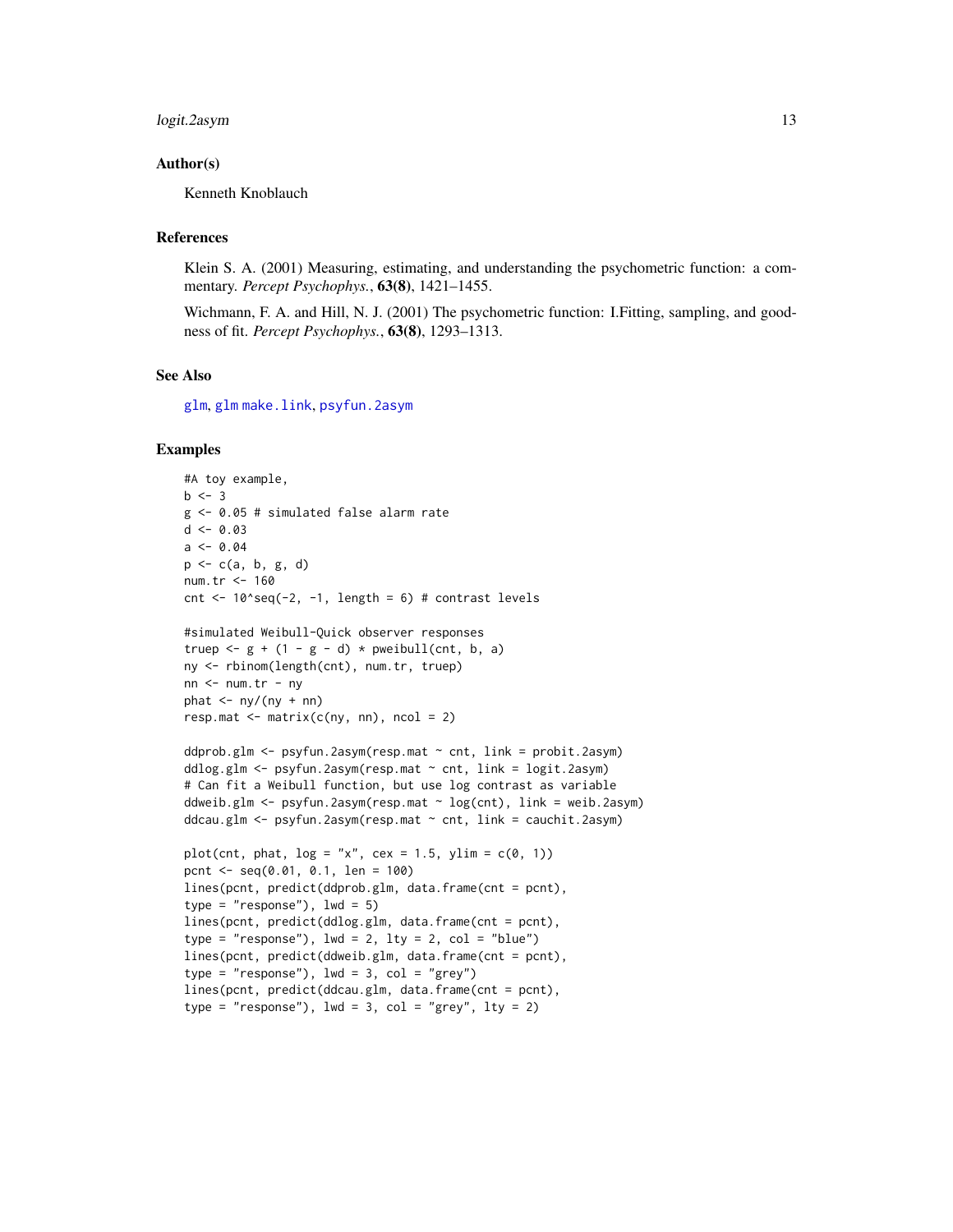## Author(s)

Kenneth Knoblauch

## References

Klein S. A. (2001) Measuring, estimating, and understanding the psychometric function: a commentary. *Percept Psychophys.*, **63(8)**, 1421–1455.

Wichmann, F. A. and Hill, N. J. (2001) The psychometric function: I.Fitting, sampling, and goodness of fit. *Percept Psychophys.*, **63(8)**, 1293–1313.

## See Also

glm, glm make.link, psyfun.2asym

## Examples

```
#A toy example,
b <- 3
g <- 0.05 # simulated false alarm rate
d <- 0.03
a <- 0.04
p <- c(a, b, g, d)
num.tr <- 160
cnt <- 10^seq(-2, -1, length = 6) # contrast levels

#simulated Weibull-Quick observer responses
truep <- g + (1 - g - d) * pweibull(cnt, b, a)
ny <- rbinom(length(cnt), num.tr, truep)
nn <- num.tr - ny
phat <- ny/(ny + nn)
resp.mat <- matrix(c(ny, nn), ncol = 2)

ddprob.glm <- psyfun.2asym(resp.mat ~ cnt, link = probit.2asym)
ddlog.glm <- psyfun.2asym(resp.mat ~ cnt, link = logit.2asym)
# Can fit a Weibull function, but use log contrast as variable
ddweib.glm <- psyfun.2asym(resp.mat ~ log(cnt), link = weib.2asym)
ddcau.glm <- psyfun.2asym(resp.mat ~ cnt, link = cauchit.2asym)

plot(cnt, phat, log = "x", cex = 1.5, ylim = c(0, 1))
pcnt <- seq(0.01, 0.1, len = 100)
lines(pcnt, predict(ddprob.glm, data.frame(cnt = pcnt),
type = "response"), lwd = 5)
lines(pcnt, predict(ddlog.glm, data.frame(cnt = pcnt),
type = "response"), lwd = 2, lty = 2, col = "blue")
lines(pcnt, predict(ddweib.glm, data.frame(cnt = pcnt),
type = "response"), lwd = 3, col = "grey")
lines(pcnt, predict(ddcau.glm, data.frame(cnt = pcnt),
type = "response"), lwd = 3, col = "grey", lty = 2)
```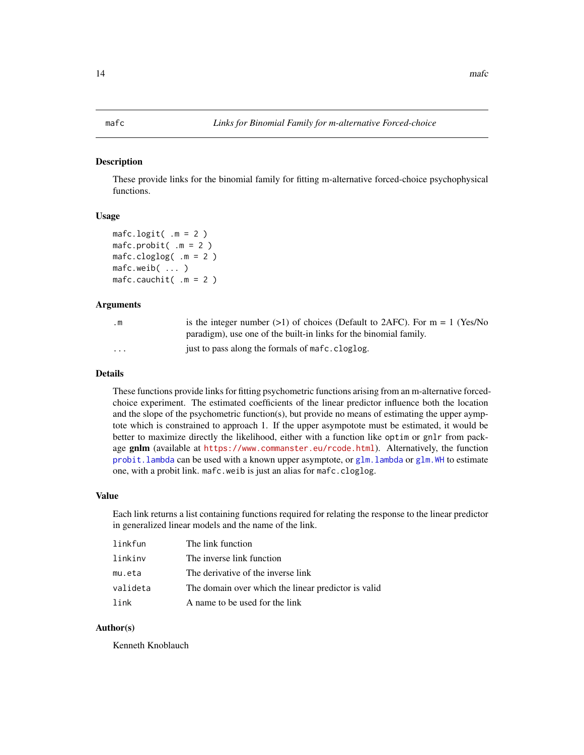# mafc — *Links for Binomial Family for m-alternative Forced-choice*

## Description

These provide links for the binomial family for fitting m-alternative forced-choice psychophysical functions.

## Usage

```
mafc.logit( .m = 2 )
mafc.probit( .m = 2 )
mafc.cloglog( .m = 2 )
mafc.weib( ... )
mafc.cauchit( .m = 2 )
```

## Arguments

| | |
|---|---|
| `.m` | is the integer number (>1) of choices (Default to 2AFC). For m = 1 (Yes/No paradigm), use one of the built-in links for the binomial family. |
| `...` | just to pass along the formals of `mafc.cloglog`. |

## Details

These functions provide links for fitting psychometric functions arising from an m-alternative forced-choice experiment. The estimated coefficients of the linear predictor influence both the location and the slope of the psychometric function(s), but provide no means of estimating the upper aymptote which is constrained to approach 1. If the upper asympotote must be estimated, it would be better to maximize directly the likelihood, either with a function like `optim` or `gnlr` from package **gnlm** (available at https://www.commanster.eu/rcode.html). Alternatively, the function `probit.lambda` can be used with a known upper asymptote, or `glm.lambda` or `glm.WH` to estimate one, with a probit link. `mafc.weib` is just an alias for `mafc.cloglog`.

## Value

Each link returns a list containing functions required for relating the response to the linear predictor in generalized linear models and the name of the link.

| | |
|---|---|
| `linkfun` | The link function |
| `linkinv` | The inverse link function |
| `mu.eta` | The derivative of the inverse link |
| `valideta` | The domain over which the linear predictor is valid |
| `link` | A name to be used for the link |

## Author(s)

Kenneth Knoblauch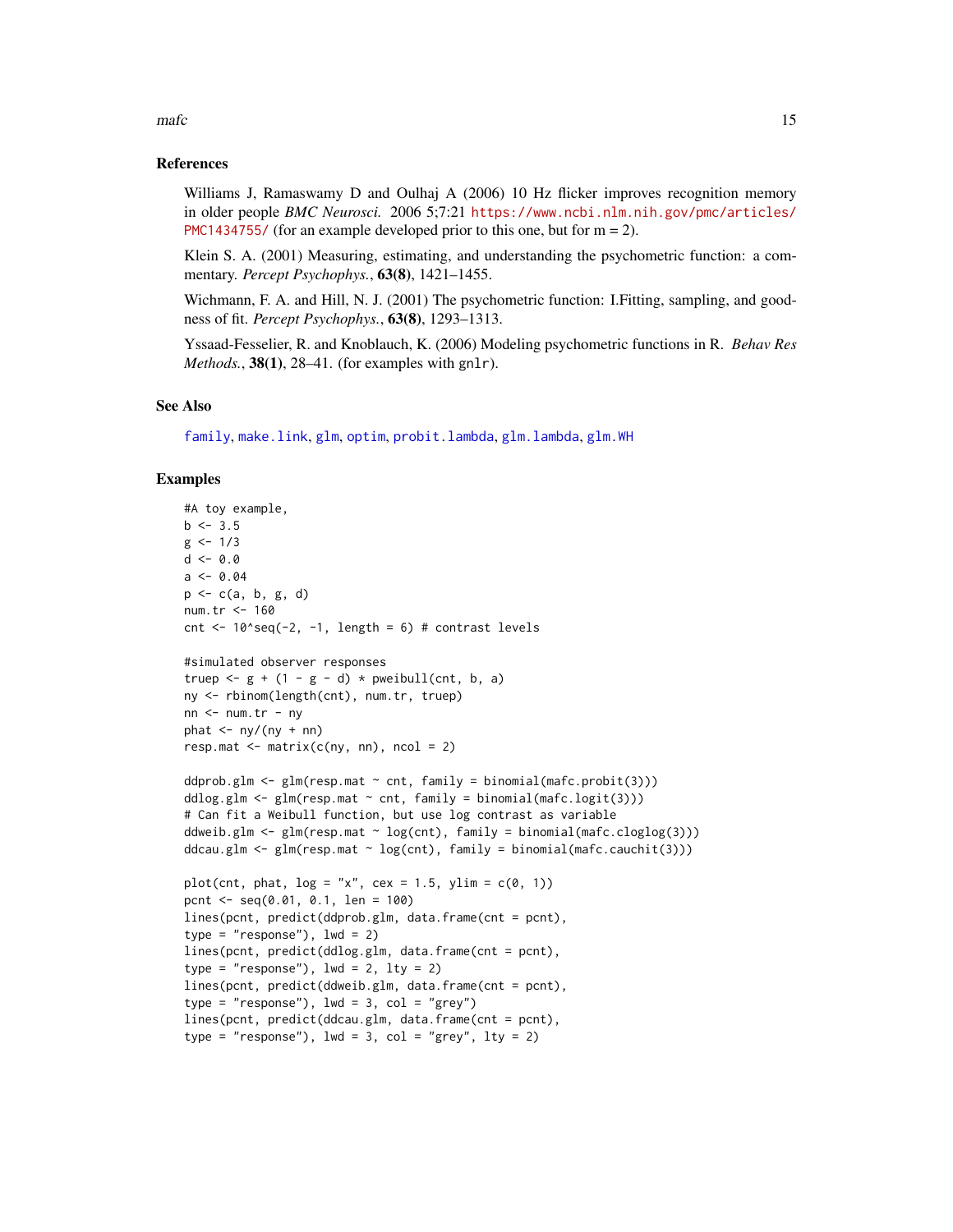## References

Williams J, Ramaswamy D and Oulhaj A (2006) 10 Hz flicker improves recognition memory in older people *BMC Neurosci.* 2006 5;7:21 https://www.ncbi.nlm.nih.gov/pmc/articles/PMC1434755/ (for an example developed prior to this one, but for m = 2).

Klein S. A. (2001) Measuring, estimating, and understanding the psychometric function: a commentary. *Percept Psychophys.*, **63(8)**, 1421–1455.

Wichmann, F. A. and Hill, N. J. (2001) The psychometric function: I.Fitting, sampling, and goodness of fit. *Percept Psychophys.*, **63(8)**, 1293–1313.

Yssaad-Fesselier, R. and Knoblauch, K. (2006) Modeling psychometric functions in R. *Behav Res Methods.*, **38(1)**, 28–41. (for examples with `gnlr`).

## See Also

`family`, `make.link`, `glm`, `optim`, `probit.lambda`, `glm.lambda`, `glm.WH`

## Examples

```
#A toy example,
b <- 3.5
g <- 1/3
d <- 0.0
a <- 0.04
p <- c(a, b, g, d)
num.tr <- 160
cnt <- 10^seq(-2, -1, length = 6) # contrast levels

#simulated observer responses
truep <- g + (1 - g - d) * pweibull(cnt, b, a)
ny <- rbinom(length(cnt), num.tr, truep)
nn <- num.tr - ny
phat <- ny/(ny + nn)
resp.mat <- matrix(c(ny, nn), ncol = 2)

ddprob.glm <- glm(resp.mat ~ cnt, family = binomial(mafc.probit(3)))
ddlog.glm <- glm(resp.mat ~ cnt, family = binomial(mafc.logit(3)))
# Can fit a Weibull function, but use log contrast as variable
ddweib.glm <- glm(resp.mat ~ log(cnt), family = binomial(mafc.cloglog(3)))
ddcau.glm <- glm(resp.mat ~ log(cnt), family = binomial(mafc.cauchit(3)))

plot(cnt, phat, log = "x", cex = 1.5, ylim = c(0, 1))
pcnt <- seq(0.01, 0.1, len = 100)
lines(pcnt, predict(ddprob.glm, data.frame(cnt = pcnt),
type = "response"), lwd = 2)
lines(pcnt, predict(ddlog.glm, data.frame(cnt = pcnt),
type = "response"), lwd = 2, lty = 2)
lines(pcnt, predict(ddweib.glm, data.frame(cnt = pcnt),
type = "response"), lwd = 3, col = "grey")
lines(pcnt, predict(ddcau.glm, data.frame(cnt = pcnt),
type = "response"), lwd = 3, col = "grey", lty = 2)
```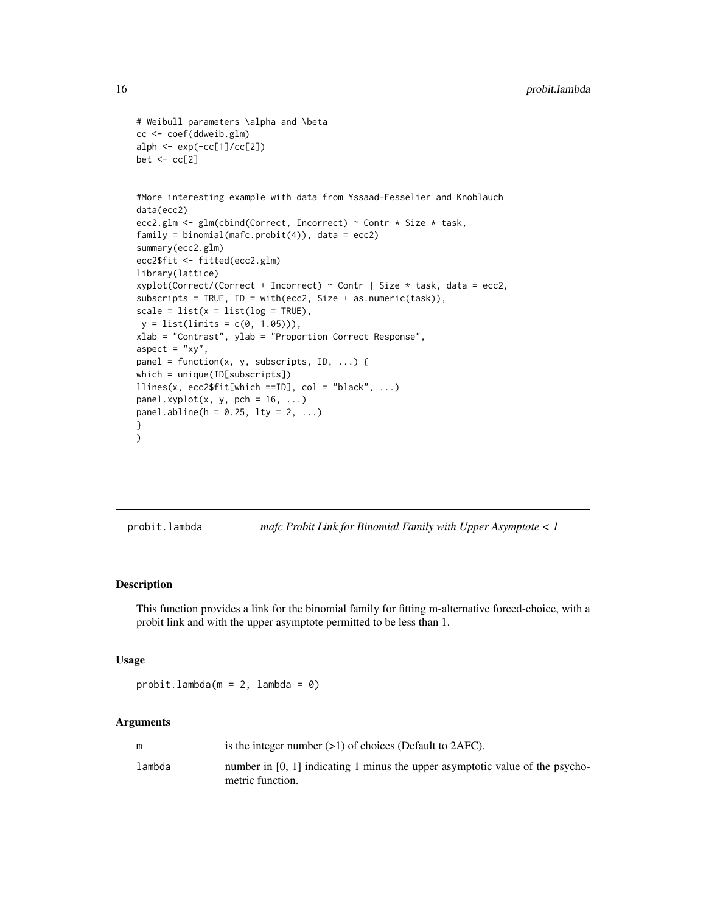```
# Weibull parameters \alpha and \beta
cc <- coef(ddweib.glm)
alph <- exp(-cc[1]/cc[2])
bet <- cc[2]


#More interesting example with data from Yssaad-Fesselier and Knoblauch
data(ecc2)
ecc2.glm <- glm(cbind(Correct, Incorrect) ~ Contr * Size * task,
family = binomial(mafc.probit(4)), data = ecc2)
summary(ecc2.glm)
ecc2$fit <- fitted(ecc2.glm)
library(lattice)
xyplot(Correct/(Correct + Incorrect) ~ Contr | Size * task, data = ecc2,
subscripts = TRUE, ID = with(ecc2, Size + as.numeric(task)),
scale = list(x = list(log = TRUE),
 y = list(limits = c(0, 1.05))),
xlab = "Contrast", ylab = "Proportion Correct Response",
aspect = "xy",
panel = function(x, y, subscripts, ID, ...) {
which = unique(ID[subscripts])
llines(x, ecc2$fit[which ==ID], col = "black", ...)
panel.xyplot(x, y, pch = 16, ...)
panel.abline(h = 0.25, lty = 2, ...)
}
)
```

## probit.lambda — *mafc Probit Link for Binomial Family with Upper Asymptote < 1*

### Description

This function provides a link for the binomial family for fitting m-alternative forced-choice, with a probit link and with the upper asymptote permitted to be less than 1.

### Usage

```
probit.lambda(m = 2, lambda = 0)
```

### Arguments

| | |
|---|---|
| m | is the integer number (>1) of choices (Default to 2AFC). |
| lambda | number in [0, 1] indicating 1 minus the upper asymptotic value of the psychometric function. |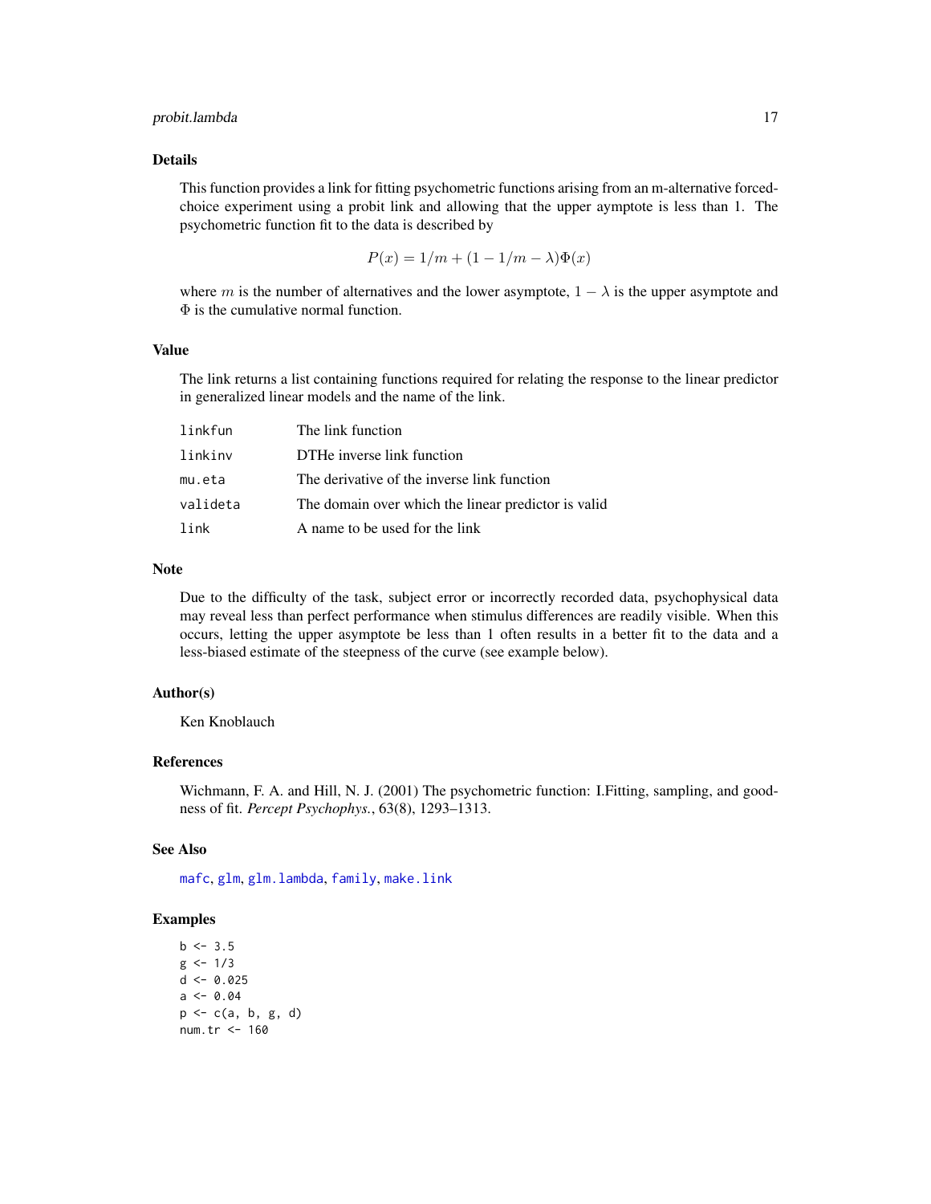### Details

This function provides a link for fitting psychometric functions arising from an m-alternative forced-choice experiment using a probit link and allowing that the upper aymptote is less than 1. The psychometric function fit to the data is described by

$$P(x) = 1/m + (1 - 1/m - \lambda)\Phi(x)$$

where $m$ is the number of alternatives and the lower asymptote, $1 - \lambda$ is the upper asymptote and $\Phi$ is the cumulative normal function.

### Value

The link returns a list containing functions required for relating the response to the linear predictor in generalized linear models and the name of the link.

| | |
|---|---|
| `linkfun` | The link function |
| `linkinv` | DTHe inverse link function |
| `mu.eta` | The derivative of the inverse link function |
| `valideta` | The domain over which the linear predictor is valid |
| `link` | A name to be used for the link |

### Note

Due to the difficulty of the task, subject error or incorrectly recorded data, psychophysical data may reveal less than perfect performance when stimulus differences are readily visible. When this occurs, letting the upper asymptote be less than 1 often results in a better fit to the data and a less-biased estimate of the steepness of the curve (see example below).

### Author(s)

Ken Knoblauch

### References

Wichmann, F. A. and Hill, N. J. (2001) The psychometric function: I.Fitting, sampling, and goodness of fit. *Percept Psychophys.*, 63(8), 1293–1313.

### See Also

`mafc`, `glm`, `glm.lambda`, `family`, `make.link`

### Examples

```
b <- 3.5
g <- 1/3
d <- 0.025
a <- 0.04
p <- c(a, b, g, d)
num.tr <- 160
```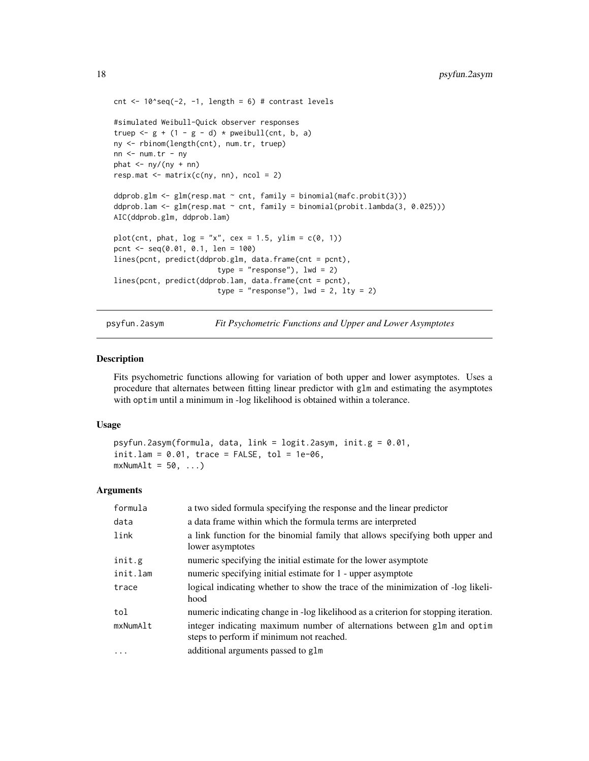```
cnt <- 10^seq(-2, -1, length = 6) # contrast levels

#simulated Weibull-Quick observer responses
truep <- g + (1 - g - d) * pweibull(cnt, b, a)
ny <- rbinom(length(cnt), num.tr, truep)
nn <- num.tr - ny
phat <- ny/(ny + nn)
resp.mat <- matrix(c(ny, nn), ncol = 2)

ddprob.glm <- glm(resp.mat ~ cnt, family = binomial(mafc.probit(3)))
ddprob.lam <- glm(resp.mat ~ cnt, family = binomial(probit.lambda(3, 0.025)))
AIC(ddprob.glm, ddprob.lam)

plot(cnt, phat, log = "x", cex = 1.5, ylim = c(0, 1))
pcnt <- seq(0.01, 0.1, len = 100)
lines(pcnt, predict(ddprob.glm, data.frame(cnt = pcnt),
                        type = "response"), lwd = 2)
lines(pcnt, predict(ddprob.lam, data.frame(cnt = pcnt),
                        type = "response"), lwd = 2, lty = 2)
```

---

## psyfun.2asym — *Fit Psychometric Functions and Upper and Lower Asymptotes*

### Description

Fits psychometric functions allowing for variation of both upper and lower asymptotes. Uses a procedure that alternates between fitting linear predictor with `glm` and estimating the asymptotes with `optim` until a minimum in -log likelihood is obtained within a tolerance.

### Usage

```
psyfun.2asym(formula, data, link = logit.2asym, init.g = 0.01,
init.lam = 0.01, trace = FALSE, tol = 1e-06,
mxNumAlt = 50, ...)
```

### Arguments

| | |
|---|---|
| `formula` | a two sided formula specifying the response and the linear predictor |
| `data` | a data frame within which the formula terms are interpreted |
| `link` | a link function for the binomial family that allows specifying both upper and lower asymptotes |
| `init.g` | numeric specifying the initial estimate for the lower asymptote |
| `init.lam` | numeric specifying initial estimate for 1 - upper asymptote |
| `trace` | logical indicating whether to show the trace of the minimization of -log likelihood |
| `tol` | numeric indicating change in -log likelihood as a criterion for stopping iteration. |
| `mxNumAlt` | integer indicating maximum number of alternations between `glm` and `optim` steps to perform if minimum not reached. |
| `...` | additional arguments passed to `glm` |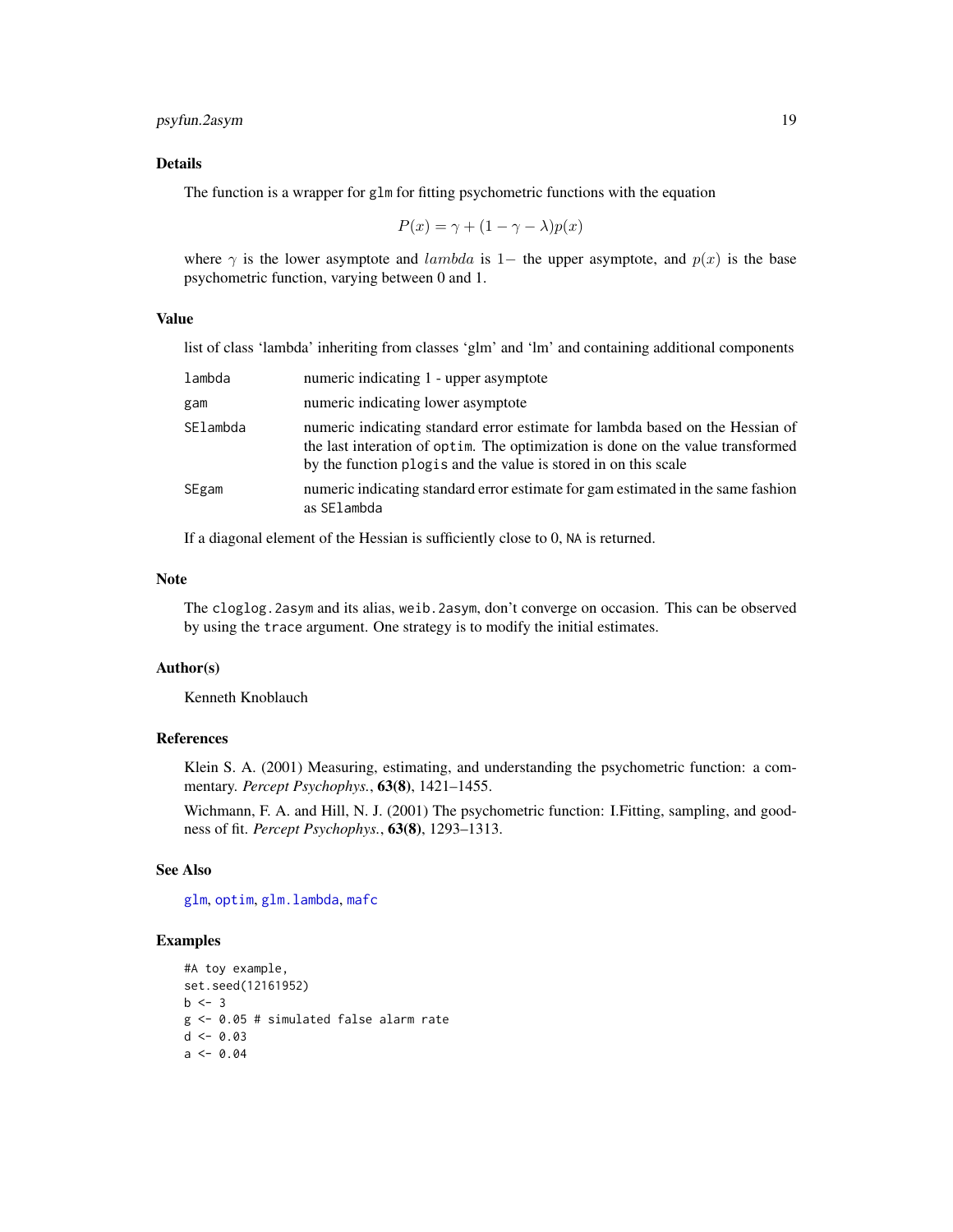### Details

The function is a wrapper for `glm` for fitting psychometric functions with the equation

$$P(x) = \gamma + (1 - \gamma - \lambda)p(x)$$

where $\gamma$ is the lower asymptote and $lambda$ is $1-$ the upper asymptote, and $p(x)$ is the base psychometric function, varying between 0 and 1.

### Value

list of class 'lambda' inheriting from classes 'glm' and 'lm' and containing additional components

| | |
|---|---|
| `lambda` | numeric indicating 1 - upper asymptote |
| `gam` | numeric indicating lower asymptote |
| `SElambda` | numeric indicating standard error estimate for lambda based on the Hessian of the last interation of `optim`. The optimization is done on the value transformed by the function `plogis` and the value is stored in on this scale |
| `SEgam` | numeric indicating standard error estimate for gam estimated in the same fashion as `SElambda` |

If a diagonal element of the Hessian is sufficiently close to 0, `NA` is returned.

### Note

The `cloglog.2asym` and its alias, `weib.2asym`, don't converge on occasion. This can be observed by using the `trace` argument. One strategy is to modify the initial estimates.

### Author(s)

Kenneth Knoblauch

### References

Klein S. A. (2001) Measuring, estimating, and understanding the psychometric function: a commentary. *Percept Psychophys.*, **63(8)**, 1421–1455.

Wichmann, F. A. and Hill, N. J. (2001) The psychometric function: I.Fitting, sampling, and goodness of fit. *Percept Psychophys.*, **63(8)**, 1293–1313.

### See Also

`glm`, `optim`, `glm.lambda`, `mafc`

### Examples

```
#A toy example,
set.seed(12161952)
b <- 3
g <- 0.05 # simulated false alarm rate
d <- 0.03
a <- 0.04
```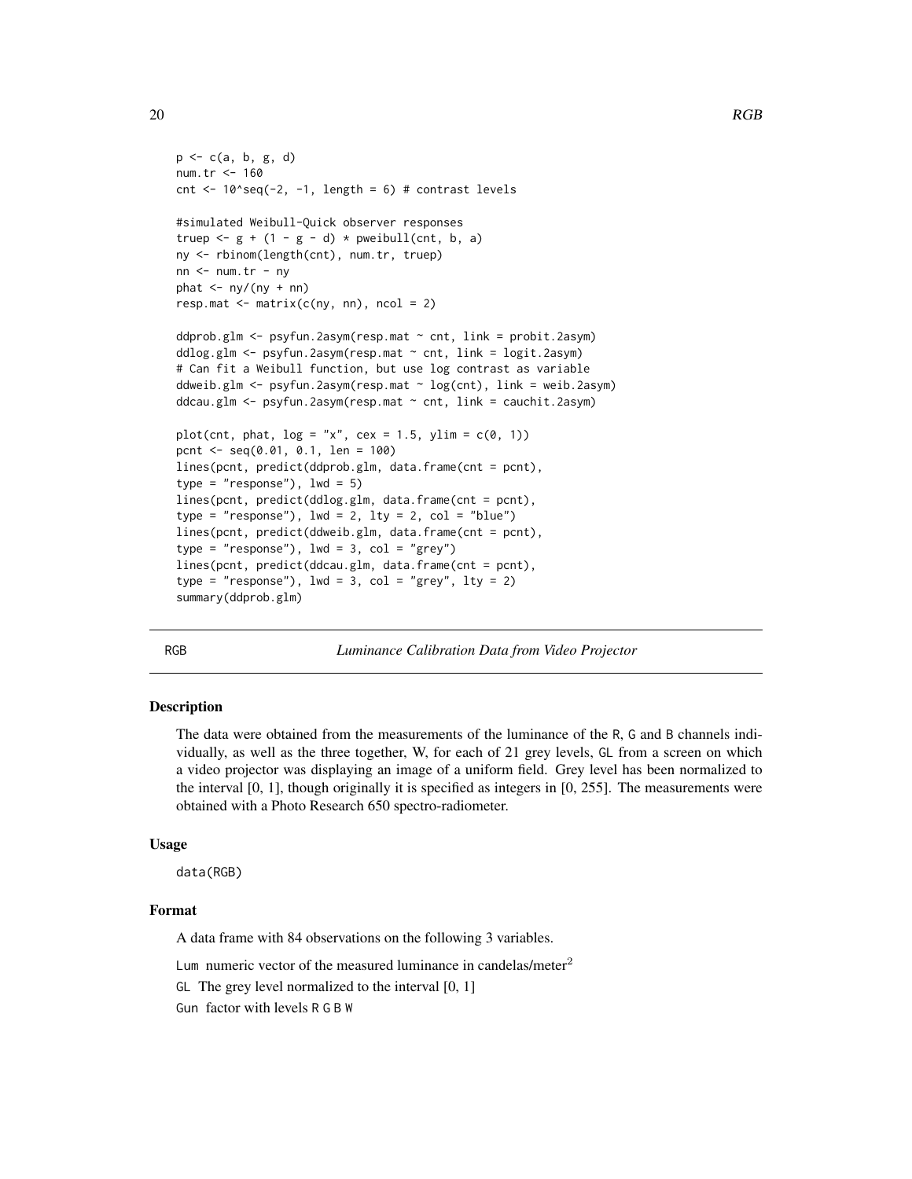```
p <- c(a, b, g, d)
num.tr <- 160
cnt <- 10^seq(-2, -1, length = 6) # contrast levels

#simulated Weibull-Quick observer responses
truep <- g + (1 - g - d) * pweibull(cnt, b, a)
ny <- rbinom(length(cnt), num.tr, truep)
nn <- num.tr - ny
phat <- ny/(ny + nn)
resp.mat <- matrix(c(ny, nn), ncol = 2)

ddprob.glm <- psyfun.2asym(resp.mat ~ cnt, link = probit.2asym)
ddlog.glm <- psyfun.2asym(resp.mat ~ cnt, link = logit.2asym)
# Can fit a Weibull function, but use log contrast as variable
ddweib.glm <- psyfun.2asym(resp.mat ~ log(cnt), link = weib.2asym)
ddcau.glm <- psyfun.2asym(resp.mat ~ cnt, link = cauchit.2asym)

plot(cnt, phat, log = "x", cex = 1.5, ylim = c(0, 1))
pcnt <- seq(0.01, 0.1, len = 100)
lines(pcnt, predict(ddprob.glm, data.frame(cnt = pcnt),
type = "response"), lwd = 5)
lines(pcnt, predict(ddlog.glm, data.frame(cnt = pcnt),
type = "response"), lwd = 2, lty = 2, col = "blue")
lines(pcnt, predict(ddweib.glm, data.frame(cnt = pcnt),
type = "response"), lwd = 3, col = "grey")
lines(pcnt, predict(ddcau.glm, data.frame(cnt = pcnt),
type = "response"), lwd = 3, col = "grey", lty = 2)
summary(ddprob.glm)
```

---

RGB *Luminance Calibration Data from Video Projector*

---

## Description

The data were obtained from the measurements of the luminance of the R, G and B channels individually, as well as the three together, W, for each of 21 grey levels, GL from a screen on which a video projector was displaying an image of a uniform field. Grey level has been normalized to the interval [0, 1], though originally it is specified as integers in [0, 255]. The measurements were obtained with a Photo Research 650 spectro-radiometer.

## Usage

```
data(RGB)
```

## Format

A data frame with 84 observations on the following 3 variables.

Lum numeric vector of the measured luminance in candelas/meter$^2$

GL The grey level normalized to the interval [0, 1]

Gun factor with levels R G B W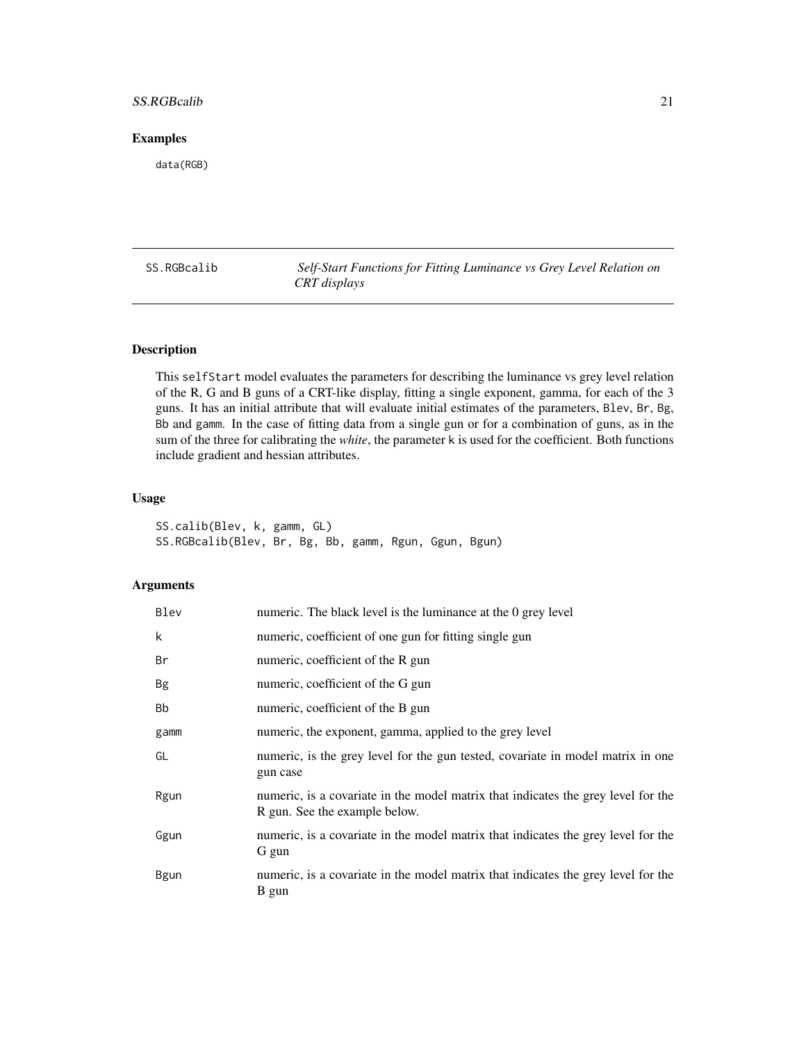### Examples

```
data(RGB)
```

---

## SS.RGBcalib — *Self-Start Functions for Fitting Luminance vs Grey Level Relation on CRT displays*

### Description

This selfStart model evaluates the parameters for describing the luminance vs grey level relation of the R, G and B guns of a CRT-like display, fitting a single exponent, gamma, for each of the 3 guns. It has an initial attribute that will evaluate initial estimates of the parameters, Blev, Br, Bg, Bb and gamm. In the case of fitting data from a single gun or for a combination of guns, as in the sum of the three for calibrating the *white*, the parameter k is used for the coefficient. Both functions include gradient and hessian attributes.

### Usage

```
SS.calib(Blev, k, gamm, GL)
SS.RGBcalib(Blev, Br, Bg, Bb, gamm, Rgun, Ggun, Bgun)
```

### Arguments

| | |
|---|---|
| Blev | numeric. The black level is the luminance at the 0 grey level |
| k | numeric, coefficient of one gun for fitting single gun |
| Br | numeric, coefficient of the R gun |
| Bg | numeric, coefficient of the G gun |
| Bb | numeric, coefficient of the B gun |
| gamm | numeric, the exponent, gamma, applied to the grey level |
| GL | numeric, is the grey level for the gun tested, covariate in model matrix in one gun case |
| Rgun | numeric, is a covariate in the model matrix that indicates the grey level for the R gun. See the example below. |
| Ggun | numeric, is a covariate in the model matrix that indicates the grey level for the G gun |
| Bgun | numeric, is a covariate in the model matrix that indicates the grey level for the B gun |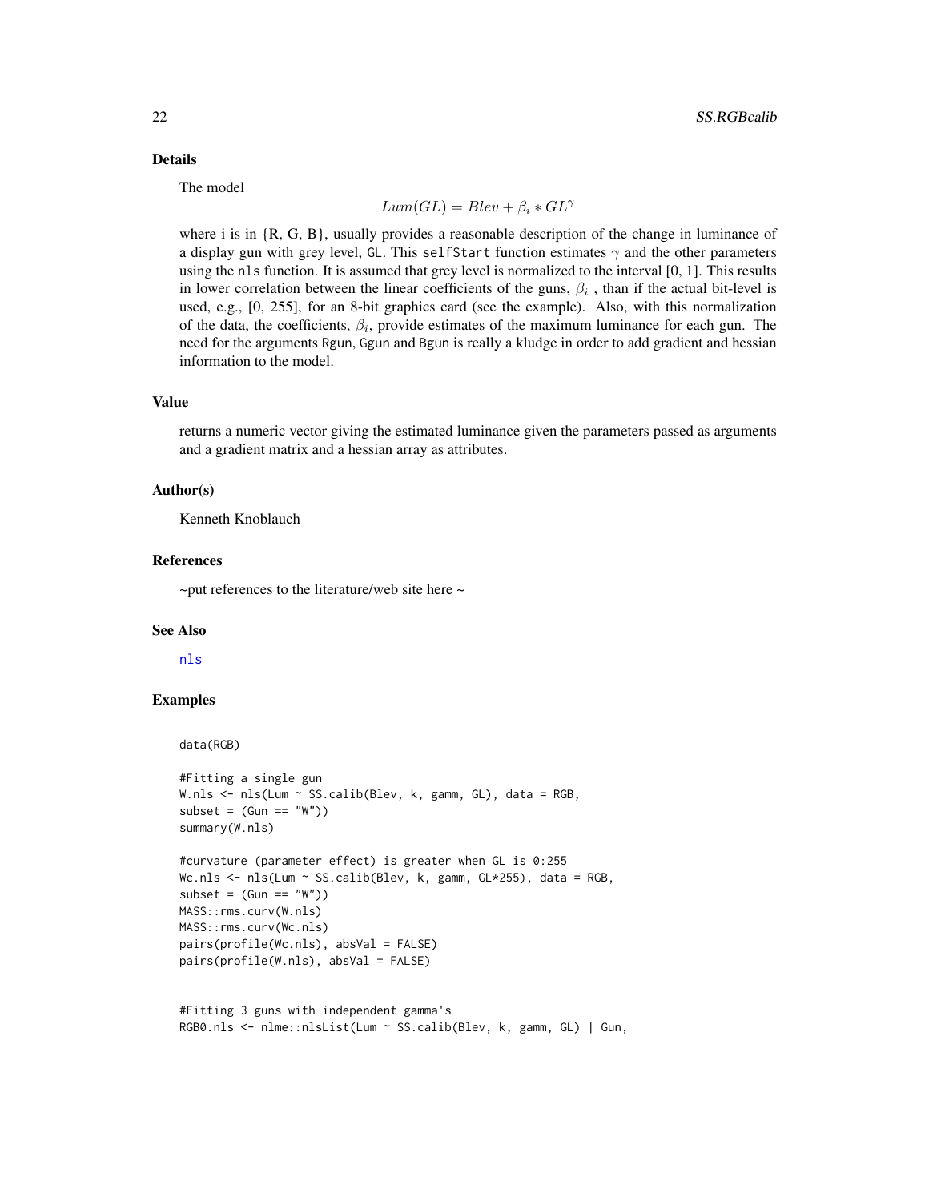### Details

The model

$$Lum(GL) = Blev + \beta_i * GL^{\gamma}$$

where i is in {R, G, B}, usually provides a reasonable description of the change in luminance of a display gun with grey level, GL. This selfStart function estimates $\gamma$ and the other parameters using the nls function. It is assumed that grey level is normalized to the interval [0, 1]. This results in lower correlation between the linear coefficients of the guns, $\beta_i$ , than if the actual bit-level is used, e.g., [0, 255], for an 8-bit graphics card (see the example). Also, with this normalization of the data, the coefficients, $\beta_i$, provide estimates of the maximum luminance for each gun. The need for the arguments Rgun, Ggun and Bgun is really a kludge in order to add gradient and hessian information to the model.

### Value

returns a numeric vector giving the estimated luminance given the parameters passed as arguments and a gradient matrix and a hessian array as attributes.

### Author(s)

Kenneth Knoblauch

### References

~put references to the literature/web site here ~

### See Also

nls

### Examples

```
data(RGB)

#Fitting a single gun
W.nls <- nls(Lum ~ SS.calib(Blev, k, gamm, GL), data = RGB,
subset = (Gun == "W"))
summary(W.nls)

#curvature (parameter effect) is greater when GL is 0:255
Wc.nls <- nls(Lum ~ SS.calib(Blev, k, gamm, GL*255), data = RGB,
subset = (Gun == "W"))
MASS::rms.curv(W.nls)
MASS::rms.curv(Wc.nls)
pairs(profile(Wc.nls), absVal = FALSE)
pairs(profile(W.nls), absVal = FALSE)


#Fitting 3 guns with independent gamma's
RGB0.nls <- nlme::nlsList(Lum ~ SS.calib(Blev, k, gamm, GL) | Gun,
```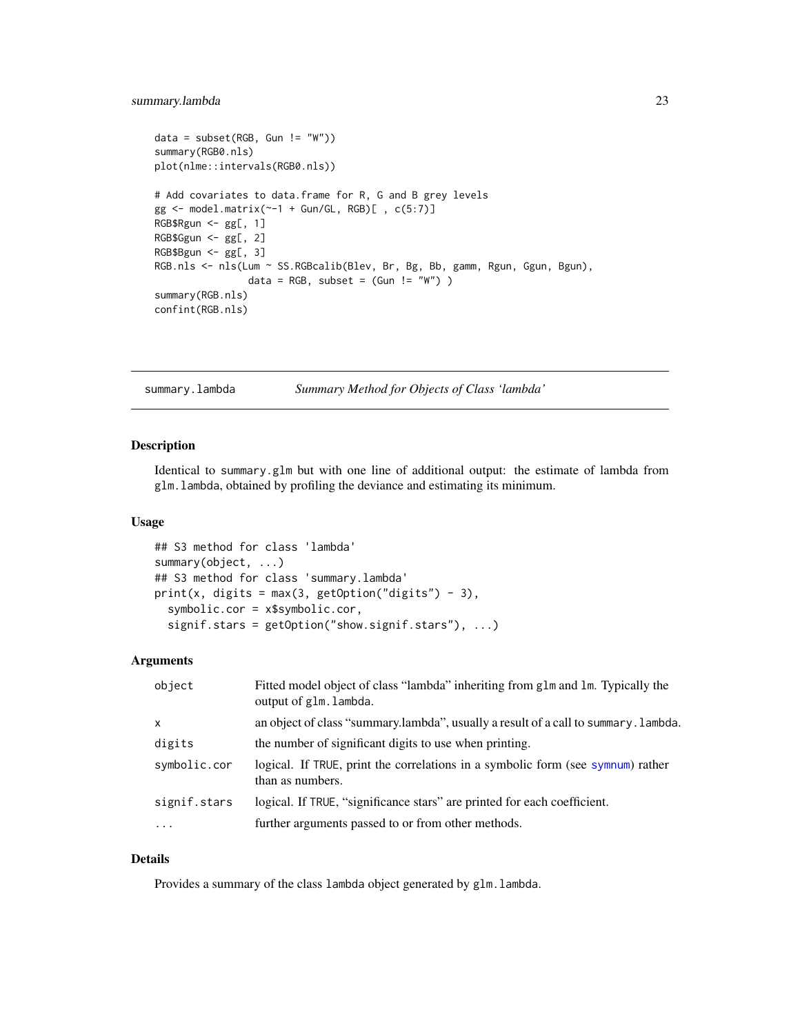```
data = subset(RGB, Gun != "W"))
summary(RGB0.nls)
plot(nlme::intervals(RGB0.nls))

# Add covariates to data.frame for R, G and B grey levels
gg <- model.matrix(~-1 + Gun/GL, RGB)[ , c(5:7)]
RGB$Rgun <- gg[, 1]
RGB$Ggun <- gg[, 2]
RGB$Bgun <- gg[, 3]
RGB.nls <- nls(Lum ~ SS.RGBcalib(Blev, Br, Bg, Bb, gamm, Rgun, Ggun, Bgun),
               data = RGB, subset = (Gun != "W") )
summary(RGB.nls)
confint(RGB.nls)
```

---

## summary.lambda — *Summary Method for Objects of Class 'lambda'*

### Description

Identical to summary.glm but with one line of additional output: the estimate of lambda from glm.lambda, obtained by profiling the deviance and estimating its minimum.

### Usage

```
## S3 method for class 'lambda'
summary(object, ...)
## S3 method for class 'summary.lambda'
print(x, digits = max(3, getOption("digits") - 3),
  symbolic.cor = x$symbolic.cor,
  signif.stars = getOption("show.signif.stars"), ...)
```

### Arguments

| | |
|---|---|
| object | Fitted model object of class "lambda" inheriting from glm and lm. Typically the output of glm.lambda. |
| x | an object of class "summary.lambda", usually a result of a call to summary.lambda. |
| digits | the number of significant digits to use when printing. |
| symbolic.cor | logical. If TRUE, print the correlations in a symbolic form (see symnum) rather than as numbers. |
| signif.stars | logical. If TRUE, "significance stars" are printed for each coefficient. |
| ... | further arguments passed to or from other methods. |

### Details

Provides a summary of the class lambda object generated by glm.lambda.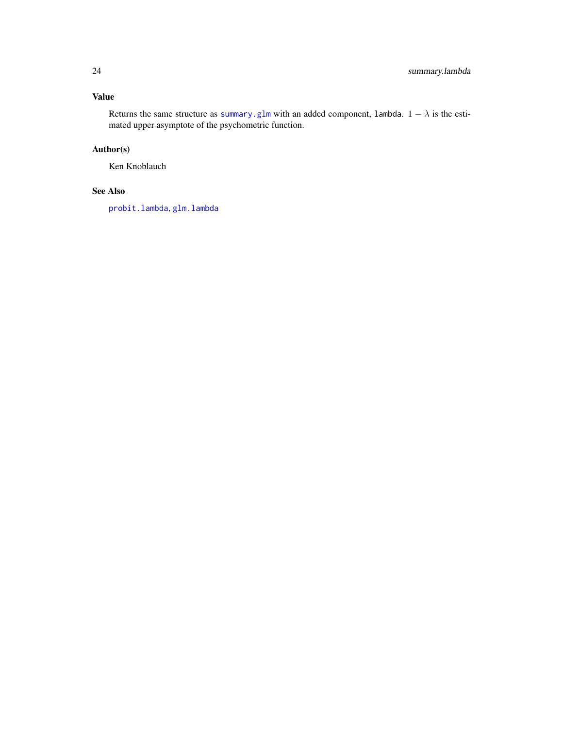## Value

Returns the same structure as `summary.glm` with an added component, `lambda`. $1 - \lambda$ is the estimated upper asymptote of the psychometric function.

## Author(s)

Ken Knoblauch

## See Also

`probit.lambda`, `glm.lambda`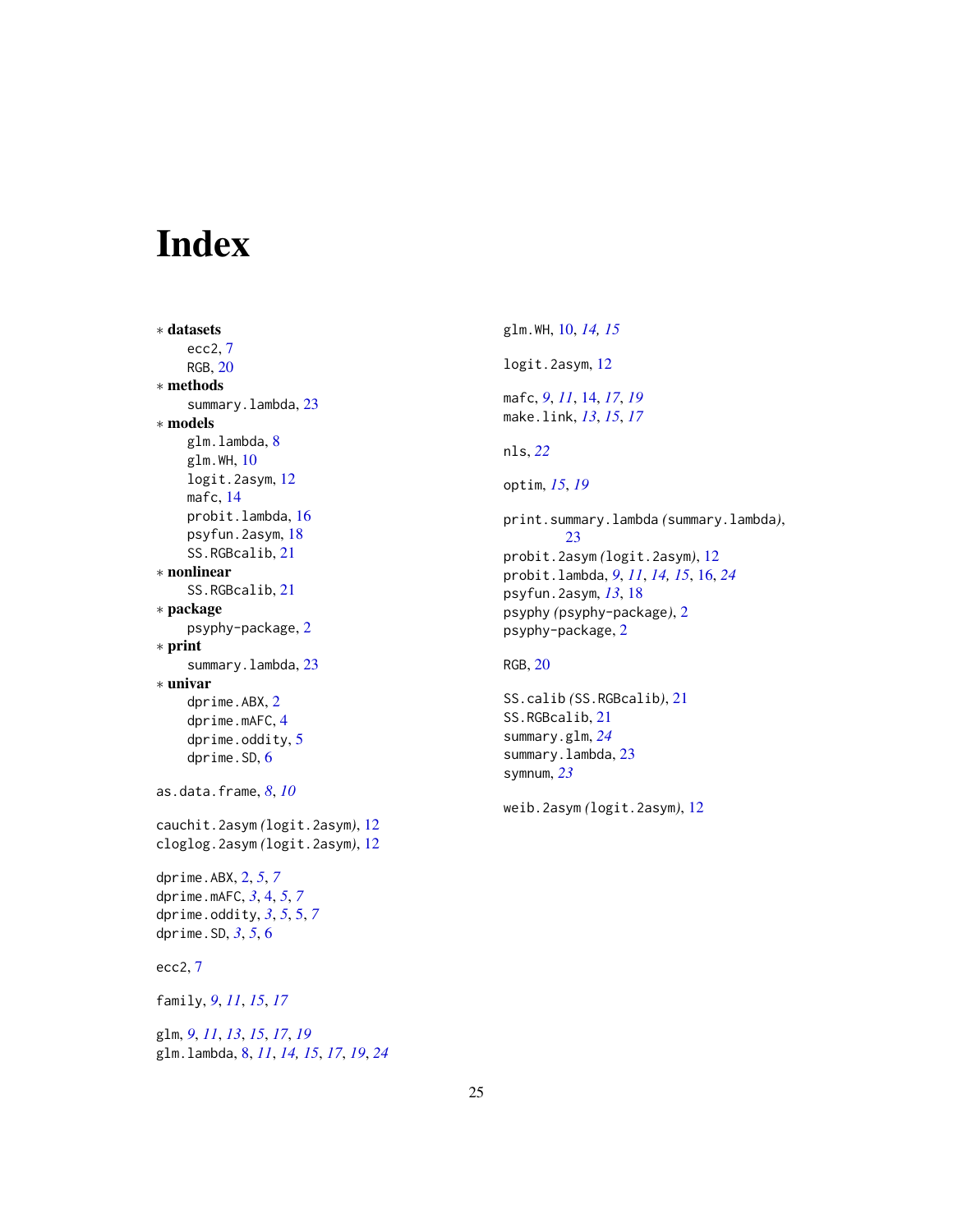# Index

* **datasets**
  - ecc2, 7
  - RGB, 20
* **methods**
  - summary.lambda, 23
* **models**
  - glm.lambda, 8
  - glm.WH, 10
  - logit.2asym, 12
  - mafc, 14
  - probit.lambda, 16
  - psyfun.2asym, 18
  - SS.RGBcalib, 21
* **nonlinear**
  - SS.RGBcalib, 21
* **package**
  - psyphy-package, 2
* **print**
  - summary.lambda, 23
* **univar**
  - dprime.ABX, 2
  - dprime.mAFC, 4
  - dprime.oddity, 5
  - dprime.SD, 6

as.data.frame, *8*, *10*

cauchit.2asym *(*logit.2asym*)*, 12
cloglog.2asym *(*logit.2asym*)*, 12

dprime.ABX, 2, *5*, *7*
dprime.mAFC, *3*, 4, *5*, *7*
dprime.oddity, *3*, *5*, 5, *7*
dprime.SD, *3*, *5*, 6

ecc2, 7

family, *9*, *11*, *15*, *17*

glm, *9*, *11*, *13*, *15*, *17*, *19*
glm.lambda, 8, *11*, *14, 15*, *17*, *19*, *24*
glm.WH, 10, *14, 15*

logit.2asym, 12

mafc, *9*, *11*, 14, *17*, *19*
make.link, *13*, *15*, *17*

nls, *22*

optim, *15*, *19*

print.summary.lambda *(*summary.lambda*)*, 23
probit.2asym *(*logit.2asym*)*, 12
probit.lambda, *9*, *11*, *14, 15*, 16, *24*
psyfun.2asym, *13*, 18
psyphy *(*psyphy-package*)*, 2
psyphy-package, 2

RGB, 20

SS.calib *(*SS.RGBcalib*)*, 21
SS.RGBcalib, 21
summary.glm, *24*
summary.lambda, 23
symnum, *23*

weib.2asym *(*logit.2asym*)*, 12